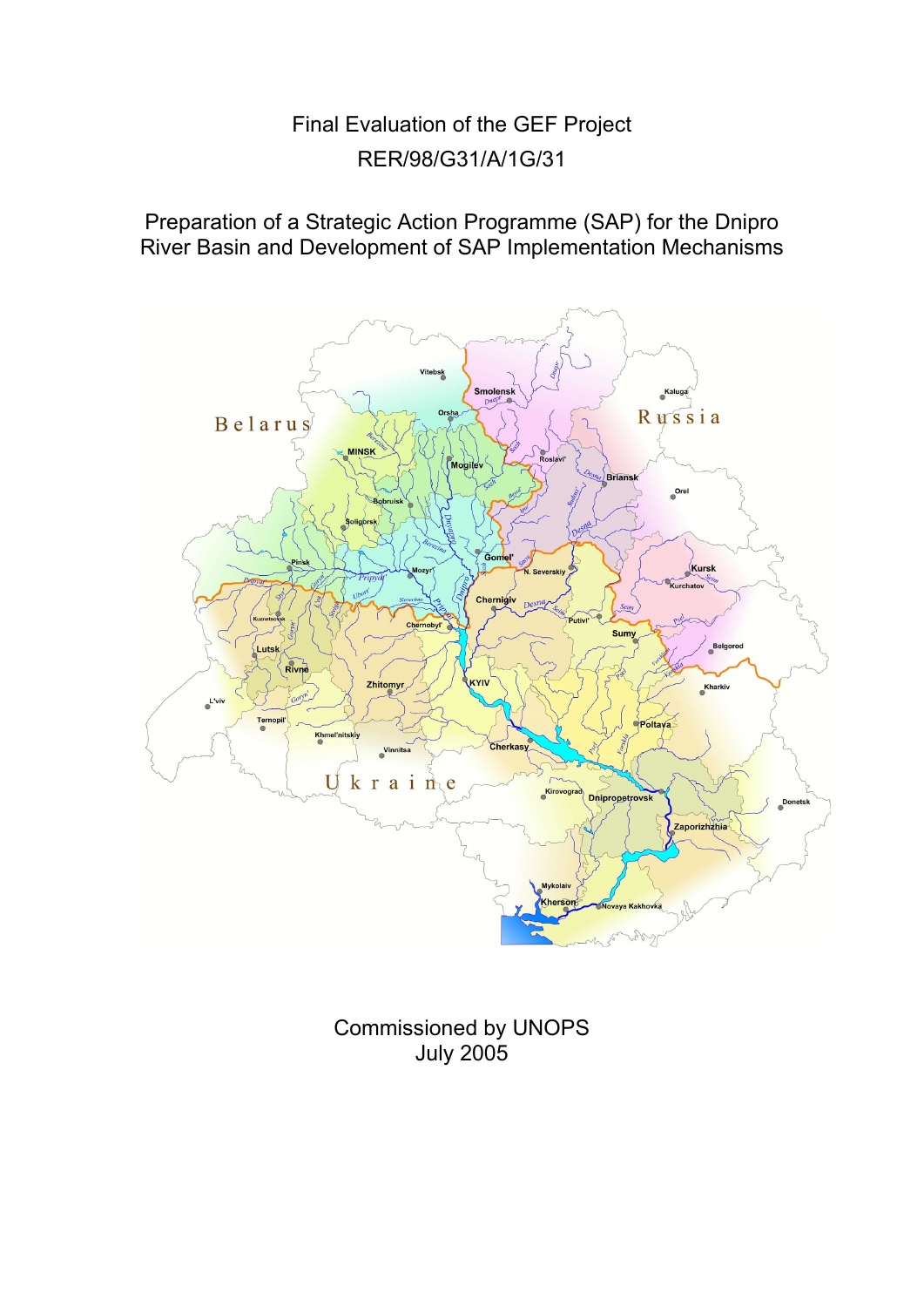# Final Evaluation of the GEF Project
# RER/98/G31/A/1G/31

## Preparation of a Strategic Action Programme (SAP) for the Dnipro River Basin and Development of SAP Implementation Mechanisms

Commissioned by UNOPS
July 2005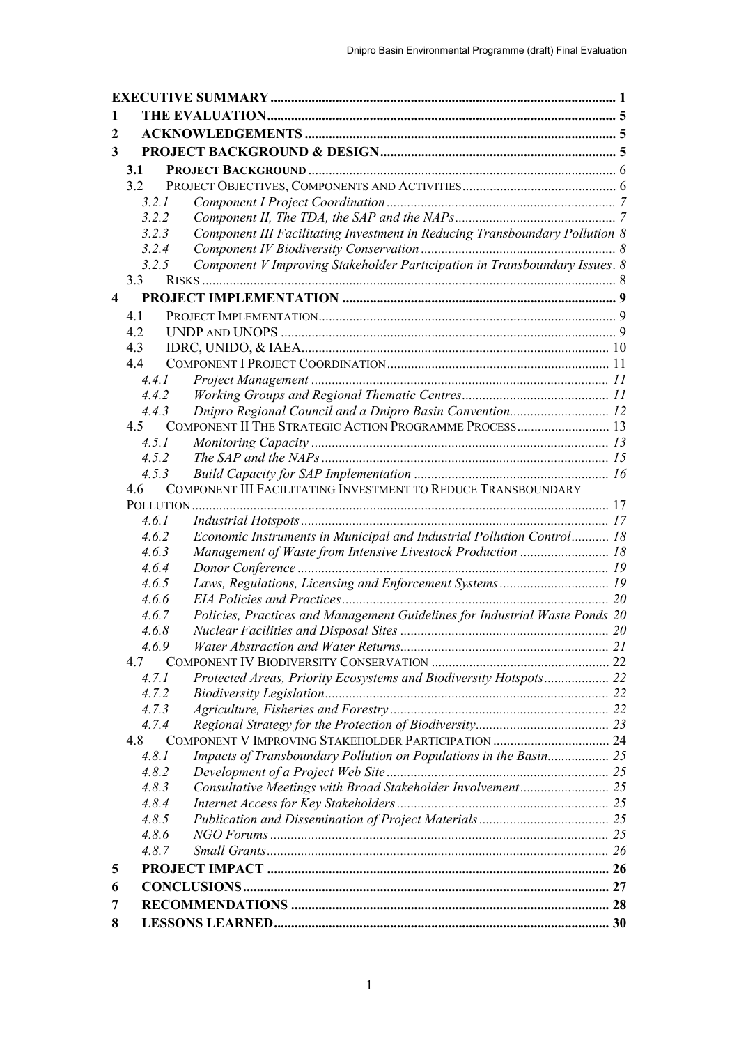**EXECUTIVE SUMMARY** .......... 1

**1 THE EVALUATION** .......... 5

**2 ACKNOWLEDGEMENTS** .......... 5

**3 PROJECT BACKGROUND & DESIGN** .......... 5

- **3.1 PROJECT BACKGROUND** .......... 6
- 3.2 PROJECT OBJECTIVES, COMPONENTS AND ACTIVITIES .......... 6
  - *3.2.1 Component I Project Coordination* .......... 7
  - *3.2.2 Component II, The TDA, the SAP and the NAPs* .......... 7
  - *3.2.3 Component III Facilitating Investment in Reducing Transboundary Pollution* 8
  - *3.2.4 Component IV Biodiversity Conservation* .......... 8
  - *3.2.5 Component V Improving Stakeholder Participation in Transboundary Issues*. 8
- 3.3 RISKS .......... 8

**4 PROJECT IMPLEMENTATION** .......... 9

- 4.1 PROJECT IMPLEMENTATION .......... 9
- 4.2 UNDP AND UNOPS .......... 9
- 4.3 IDRC, UNIDO, & IAEA .......... 10
- 4.4 COMPONENT I PROJECT COORDINATION .......... 11
  - *4.4.1 Project Management* .......... 11
  - *4.4.2 Working Groups and Regional Thematic Centres* .......... 11
  - *4.4.3 Dnipro Regional Council and a Dnipro Basin Convention* .......... 12
- 4.5 COMPONENT II THE STRATEGIC ACTION PROGRAMME PROCESS .......... 13
  - *4.5.1 Monitoring Capacity* .......... 13
  - *4.5.2 The SAP and the NAPs* .......... 15
  - *4.5.3 Build Capacity for SAP Implementation* .......... 16
- 4.6 COMPONENT III FACILITATING INVESTMENT TO REDUCE TRANSBOUNDARY POLLUTION .......... 17
  - *4.6.1 Industrial Hotspots* .......... 17
  - *4.6.2 Economic Instruments in Municipal and Industrial Pollution Control* .......... 18
  - *4.6.3 Management of Waste from Intensive Livestock Production* .......... 18
  - *4.6.4 Donor Conference* .......... 19
  - *4.6.5 Laws, Regulations, Licensing and Enforcement Systems* .......... 19
  - *4.6.6 EIA Policies and Practices* .......... 20
  - *4.6.7 Policies, Practices and Management Guidelines for Industrial Waste Ponds* 20
  - *4.6.8 Nuclear Facilities and Disposal Sites* .......... 20
  - *4.6.9 Water Abstraction and Water Returns* .......... 21
- 4.7 COMPONENT IV BIODIVERSITY CONSERVATION .......... 22
  - *4.7.1 Protected Areas, Priority Ecosystems and Biodiversity Hotspots* .......... 22
  - *4.7.2 Biodiversity Legislation* .......... 22
  - *4.7.3 Agriculture, Fisheries and Forestry* .......... 22
  - *4.7.4 Regional Strategy for the Protection of Biodiversity* .......... 23
- 4.8 COMPONENT V IMPROVING STAKEHOLDER PARTICIPATION .......... 24
  - *4.8.1 Impacts of Transboundary Pollution on Populations in the Basin* .......... 25
  - *4.8.2 Development of a Project Web Site* .......... 25
  - *4.8.3 Consultative Meetings with Broad Stakeholder Involvement* .......... 25
  - *4.8.4 Internet Access for Key Stakeholders* .......... 25
  - *4.8.5 Publication and Dissemination of Project Materials* .......... 25
  - *4.8.6 NGO Forums* .......... 25
  - *4.8.7 Small Grants* .......... 26

**5 PROJECT IMPACT** .......... 26

**6 CONCLUSIONS** .......... 27

**7 RECOMMENDATIONS** .......... 28

**8 LESSONS LEARNED** .......... 30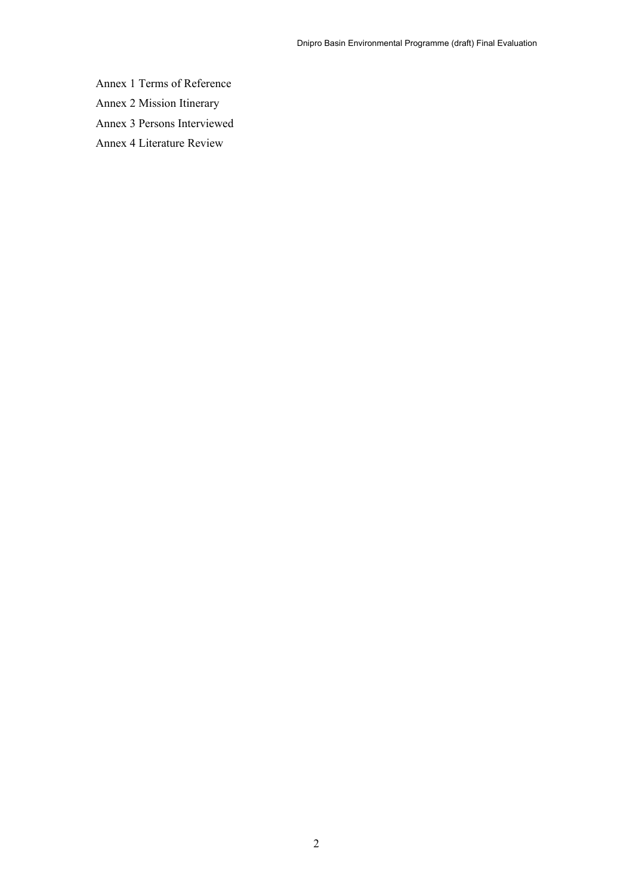Annex 1 Terms of Reference

Annex 2 Mission Itinerary

Annex 3 Persons Interviewed

Annex 4 Literature Review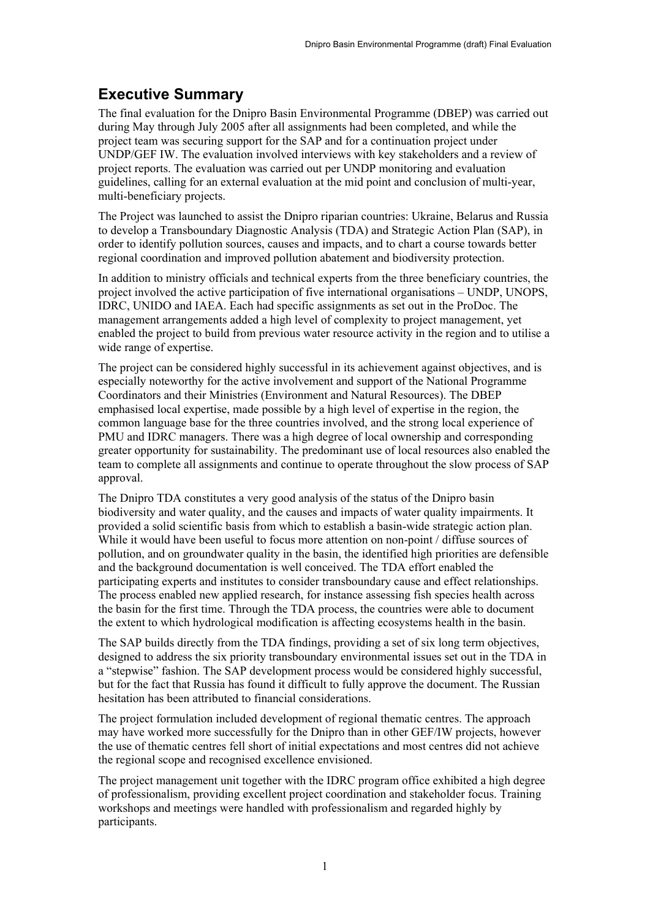## Executive Summary

The final evaluation for the Dnipro Basin Environmental Programme (DBEP) was carried out during May through July 2005 after all assignments had been completed, and while the project team was securing support for the SAP and for a continuation project under UNDP/GEF IW. The evaluation involved interviews with key stakeholders and a review of project reports. The evaluation was carried out per UNDP monitoring and evaluation guidelines, calling for an external evaluation at the mid point and conclusion of multi-year, multi-beneficiary projects.

The Project was launched to assist the Dnipro riparian countries: Ukraine, Belarus and Russia to develop a Transboundary Diagnostic Analysis (TDA) and Strategic Action Plan (SAP), in order to identify pollution sources, causes and impacts, and to chart a course towards better regional coordination and improved pollution abatement and biodiversity protection.

In addition to ministry officials and technical experts from the three beneficiary countries, the project involved the active participation of five international organisations – UNDP, UNOPS, IDRC, UNIDO and IAEA. Each had specific assignments as set out in the ProDoc. The management arrangements added a high level of complexity to project management, yet enabled the project to build from previous water resource activity in the region and to utilise a wide range of expertise.

The project can be considered highly successful in its achievement against objectives, and is especially noteworthy for the active involvement and support of the National Programme Coordinators and their Ministries (Environment and Natural Resources). The DBEP emphasised local expertise, made possible by a high level of expertise in the region, the common language base for the three countries involved, and the strong local experience of PMU and IDRC managers. There was a high degree of local ownership and corresponding greater opportunity for sustainability. The predominant use of local resources also enabled the team to complete all assignments and continue to operate throughout the slow process of SAP approval.

The Dnipro TDA constitutes a very good analysis of the status of the Dnipro basin biodiversity and water quality, and the causes and impacts of water quality impairments. It provided a solid scientific basis from which to establish a basin-wide strategic action plan. While it would have been useful to focus more attention on non-point / diffuse sources of pollution, and on groundwater quality in the basin, the identified high priorities are defensible and the background documentation is well conceived. The TDA effort enabled the participating experts and institutes to consider transboundary cause and effect relationships. The process enabled new applied research, for instance assessing fish species health across the basin for the first time. Through the TDA process, the countries were able to document the extent to which hydrological modification is affecting ecosystems health in the basin.

The SAP builds directly from the TDA findings, providing a set of six long term objectives, designed to address the six priority transboundary environmental issues set out in the TDA in a "stepwise" fashion. The SAP development process would be considered highly successful, but for the fact that Russia has found it difficult to fully approve the document. The Russian hesitation has been attributed to financial considerations.

The project formulation included development of regional thematic centres. The approach may have worked more successfully for the Dnipro than in other GEF/IW projects, however the use of thematic centres fell short of initial expectations and most centres did not achieve the regional scope and recognised excellence envisioned.

The project management unit together with the IDRC program office exhibited a high degree of professionalism, providing excellent project coordination and stakeholder focus. Training workshops and meetings were handled with professionalism and regarded highly by participants.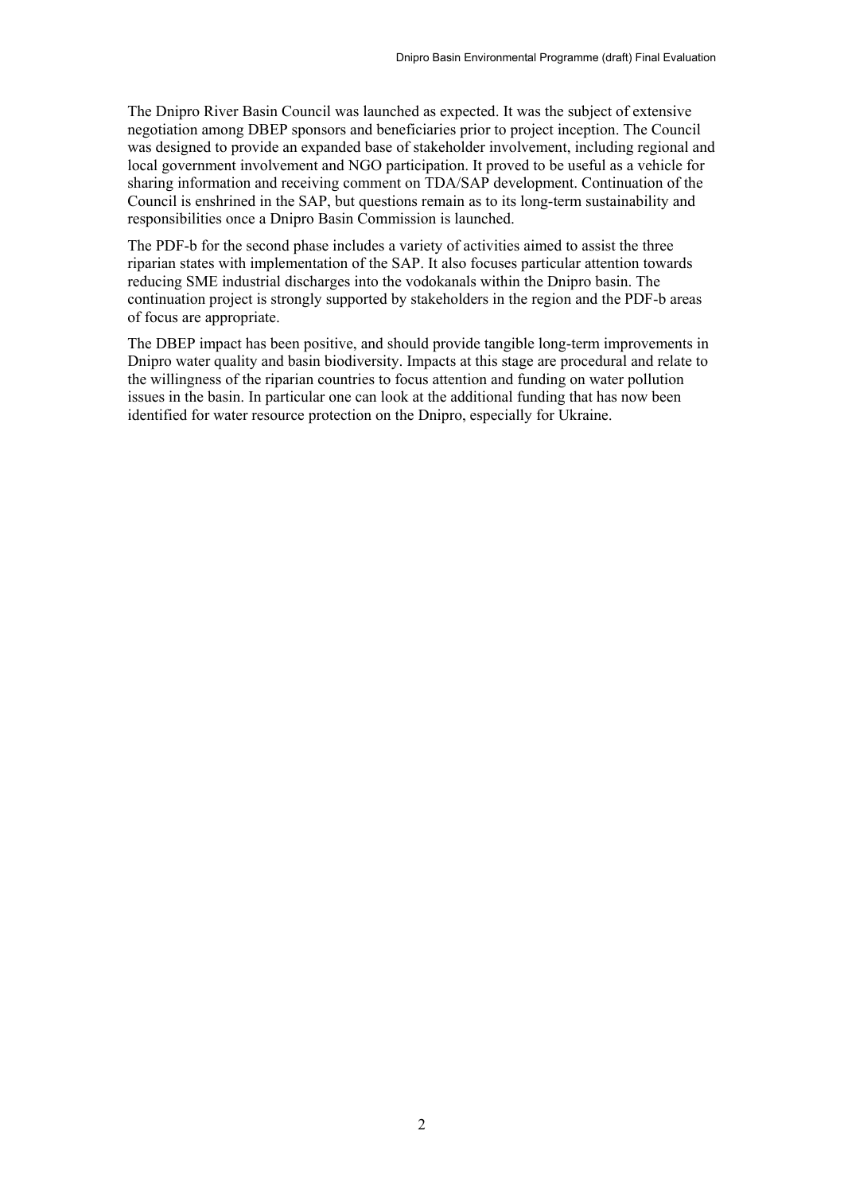The Dnipro River Basin Council was launched as expected. It was the subject of extensive negotiation among DBEP sponsors and beneficiaries prior to project inception. The Council was designed to provide an expanded base of stakeholder involvement, including regional and local government involvement and NGO participation. It proved to be useful as a vehicle for sharing information and receiving comment on TDA/SAP development. Continuation of the Council is enshrined in the SAP, but questions remain as to its long-term sustainability and responsibilities once a Dnipro Basin Commission is launched.

The PDF-b for the second phase includes a variety of activities aimed to assist the three riparian states with implementation of the SAP. It also focuses particular attention towards reducing SME industrial discharges into the vodokanals within the Dnipro basin. The continuation project is strongly supported by stakeholders in the region and the PDF-b areas of focus are appropriate.

The DBEP impact has been positive, and should provide tangible long-term improvements in Dnipro water quality and basin biodiversity. Impacts at this stage are procedural and relate to the willingness of the riparian countries to focus attention and funding on water pollution issues in the basin. In particular one can look at the additional funding that has now been identified for water resource protection on the Dnipro, especially for Ukraine.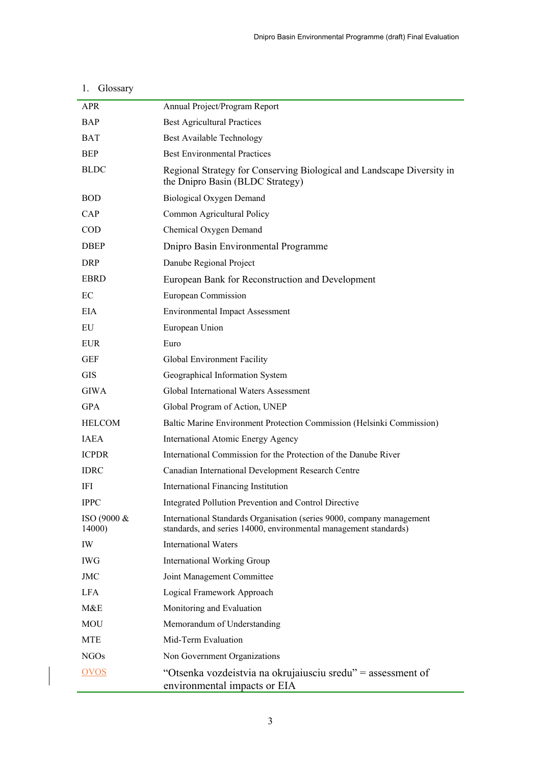## 1. Glossary

| | |
|---|---|
| APR | Annual Project/Program Report |
| BAP | Best Agricultural Practices |
| BAT | Best Available Technology |
| BEP | Best Environmental Practices |
| BLDC | Regional Strategy for Conserving Biological and Landscape Diversity in the Dnipro Basin (BLDC Strategy) |
| BOD | Biological Oxygen Demand |
| CAP | Common Agricultural Policy |
| COD | Chemical Oxygen Demand |
| DBEP | Dnipro Basin Environmental Programme |
| DRP | Danube Regional Project |
| EBRD | European Bank for Reconstruction and Development |
| EC | European Commission |
| EIA | Environmental Impact Assessment |
| EU | European Union |
| EUR | Euro |
| GEF | Global Environment Facility |
| GIS | Geographical Information System |
| GIWA | Global International Waters Assessment |
| GPA | Global Program of Action, UNEP |
| HELCOM | Baltic Marine Environment Protection Commission (Helsinki Commission) |
| IAEA | International Atomic Energy Agency |
| ICPDR | International Commission for the Protection of the Danube River |
| IDRC | Canadian International Development Research Centre |
| IFI | International Financing Institution |
| IPPC | Integrated Pollution Prevention and Control Directive |
| ISO (9000 & 14000) | International Standards Organisation (series 9000, company management standards, and series 14000, environmental management standards) |
| IW | International Waters |
| IWG | International Working Group |
| JMC | Joint Management Committee |
| LFA | Logical Framework Approach |
| M&E | Monitoring and Evaluation |
| MOU | Memorandum of Understanding |
| MTE | Mid-Term Evaluation |
| NGOs | Non Government Organizations |
| OVOS | "Otsenka vozdeistvia na okrujaiusciu sredu" = assessment of environmental impacts or EIA |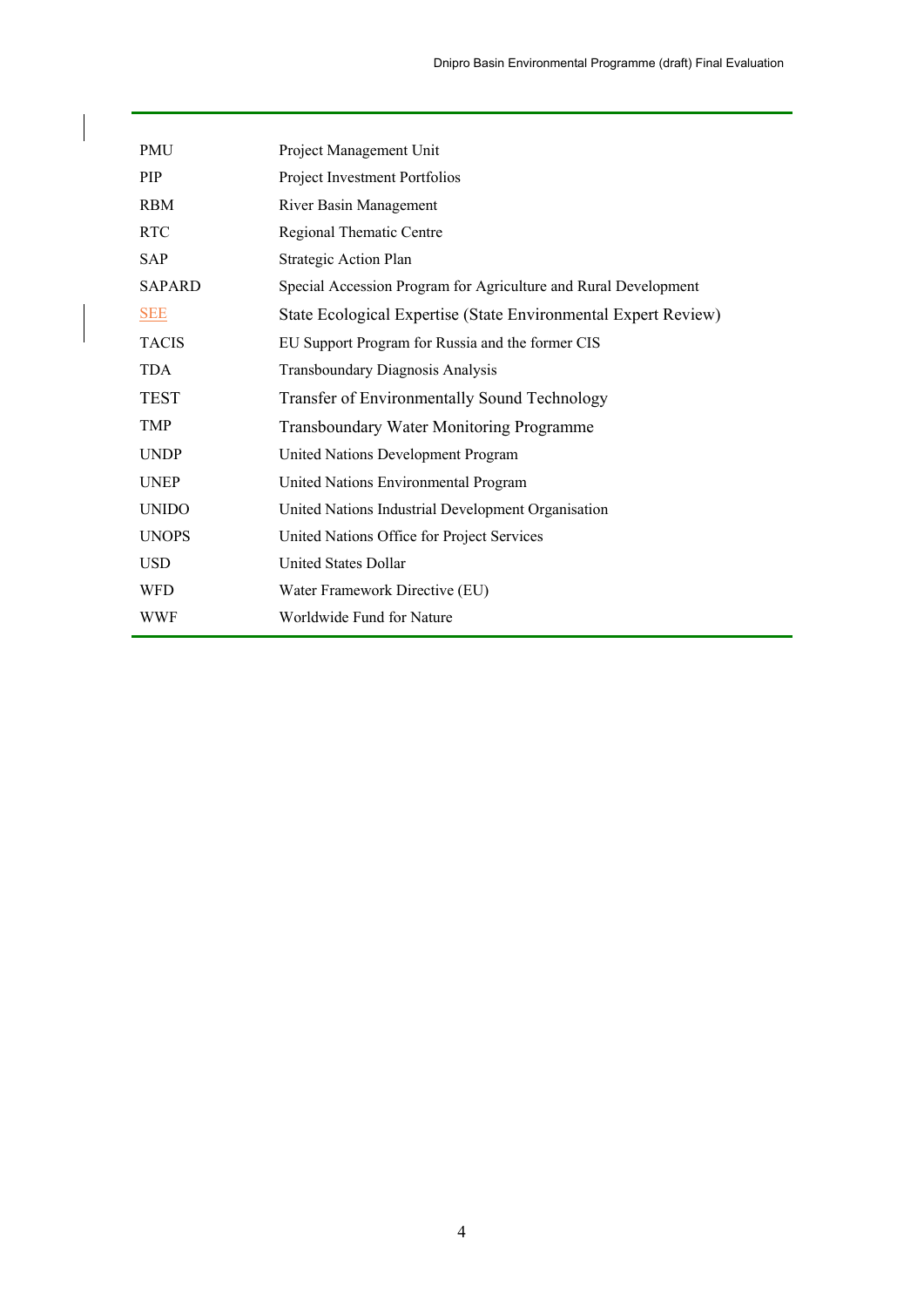| | |
|---|---|
| PMU | Project Management Unit |
| PIP | Project Investment Portfolios |
| RBM | River Basin Management |
| RTC | Regional Thematic Centre |
| SAP | Strategic Action Plan |
| SAPARD | Special Accession Program for Agriculture and Rural Development |
| SEE | State Ecological Expertise (State Environmental Expert Review) |
| TACIS | EU Support Program for Russia and the former CIS |
| TDA | Transboundary Diagnosis Analysis |
| TEST | Transfer of Environmentally Sound Technology |
| TMP | Transboundary Water Monitoring Programme |
| UNDP | United Nations Development Program |
| UNEP | United Nations Environmental Program |
| UNIDO | United Nations Industrial Development Organisation |
| UNOPS | United Nations Office for Project Services |
| USD | United States Dollar |
| WFD | Water Framework Directive (EU) |
| WWF | Worldwide Fund for Nature |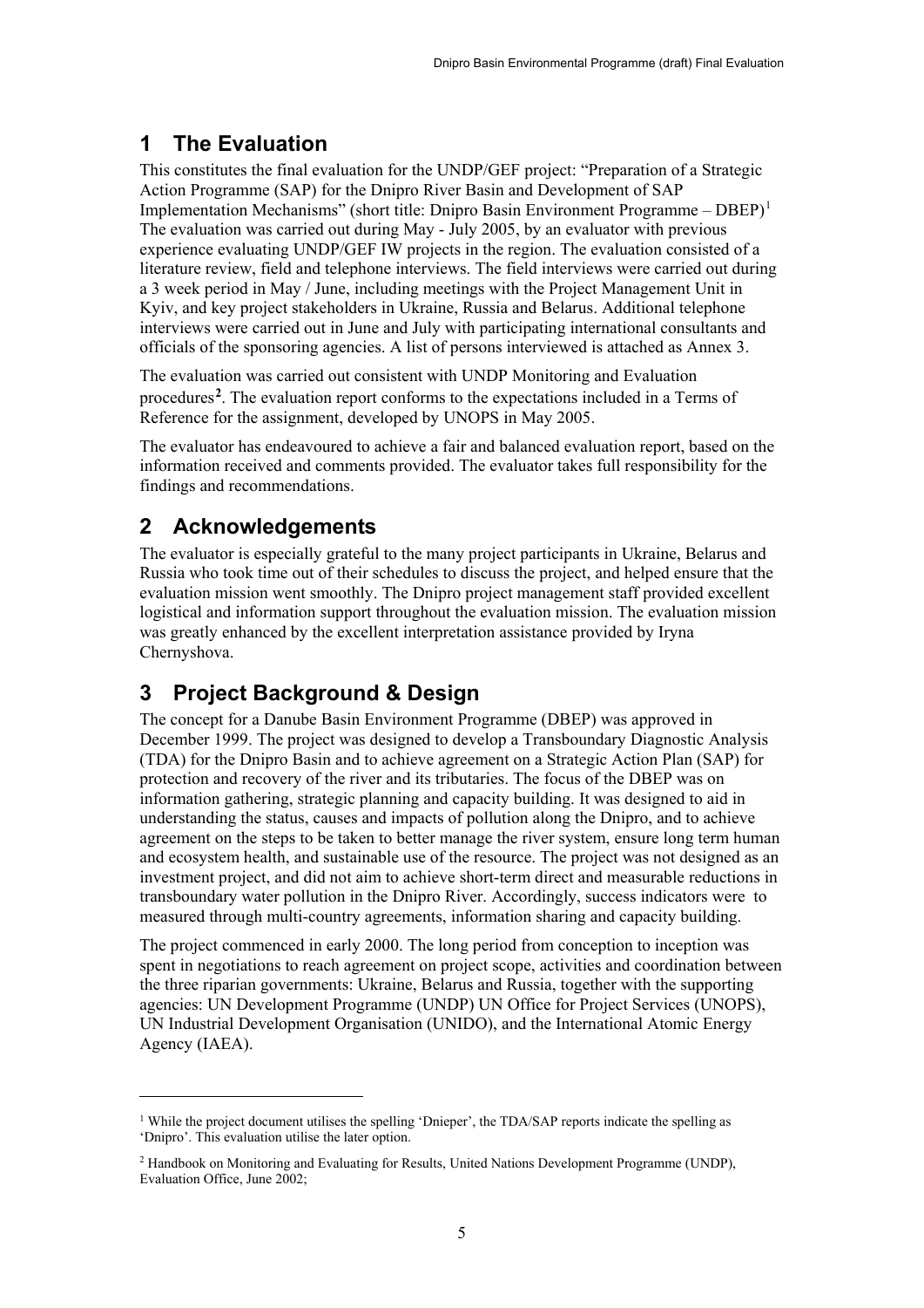# 1 The Evaluation

This constitutes the final evaluation for the UNDP/GEF project: "Preparation of a Strategic Action Programme (SAP) for the Dnipro River Basin and Development of SAP Implementation Mechanisms" (short title: Dnipro Basin Environment Programme – DBEP)[1] The evaluation was carried out during May - July 2005, by an evaluator with previous experience evaluating UNDP/GEF IW projects in the region. The evaluation consisted of a literature review, field and telephone interviews. The field interviews were carried out during a 3 week period in May / June, including meetings with the Project Management Unit in Kyiv, and key project stakeholders in Ukraine, Russia and Belarus. Additional telephone interviews were carried out in June and July with participating international consultants and officials of the sponsoring agencies. A list of persons interviewed is attached as Annex 3.

The evaluation was carried out consistent with UNDP Monitoring and Evaluation procedures[2]. The evaluation report conforms to the expectations included in a Terms of Reference for the assignment, developed by UNOPS in May 2005.

The evaluator has endeavoured to achieve a fair and balanced evaluation report, based on the information received and comments provided. The evaluator takes full responsibility for the findings and recommendations.

# 2 Acknowledgements

The evaluator is especially grateful to the many project participants in Ukraine, Belarus and Russia who took time out of their schedules to discuss the project, and helped ensure that the evaluation mission went smoothly. The Dnipro project management staff provided excellent logistical and information support throughout the evaluation mission. The evaluation mission was greatly enhanced by the excellent interpretation assistance provided by Iryna Chernyshova.

# 3 Project Background & Design

The concept for a Danube Basin Environment Programme (DBEP) was approved in December 1999. The project was designed to develop a Transboundary Diagnostic Analysis (TDA) for the Dnipro Basin and to achieve agreement on a Strategic Action Plan (SAP) for protection and recovery of the river and its tributaries. The focus of the DBEP was on information gathering, strategic planning and capacity building. It was designed to aid in understanding the status, causes and impacts of pollution along the Dnipro, and to achieve agreement on the steps to be taken to better manage the river system, ensure long term human and ecosystem health, and sustainable use of the resource. The project was not designed as an investment project, and did not aim to achieve short-term direct and measurable reductions in transboundary water pollution in the Dnipro River. Accordingly, success indicators were to measured through multi-country agreements, information sharing and capacity building.

The project commenced in early 2000. The long period from conception to inception was spent in negotiations to reach agreement on project scope, activities and coordination between the three riparian governments: Ukraine, Belarus and Russia, together with the supporting agencies: UN Development Programme (UNDP) UN Office for Project Services (UNOPS), UN Industrial Development Organisation (UNIDO), and the International Atomic Energy Agency (IAEA).

---

[1] While the project document utilises the spelling 'Dnieper', the TDA/SAP reports indicate the spelling as 'Dnipro'. This evaluation utilise the later option.

[2] Handbook on Monitoring and Evaluating for Results, United Nations Development Programme (UNDP), Evaluation Office, June 2002;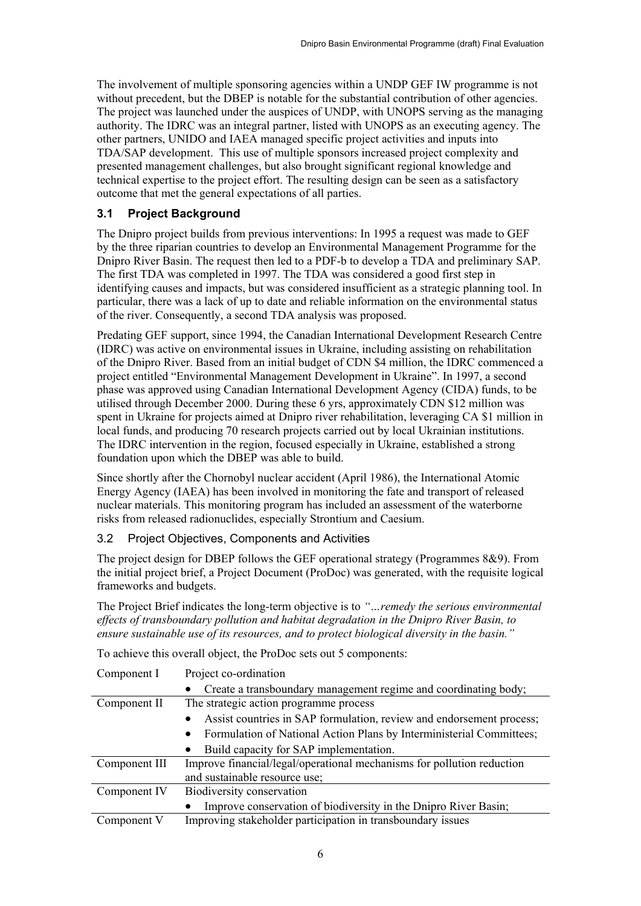The involvement of multiple sponsoring agencies within a UNDP GEF IW programme is not without precedent, but the DBEP is notable for the substantial contribution of other agencies. The project was launched under the auspices of UNDP, with UNOPS serving as the managing authority. The IDRC was an integral partner, listed with UNOPS as an executing agency. The other partners, UNIDO and IAEA managed specific project activities and inputs into TDA/SAP development. This use of multiple sponsors increased project complexity and presented management challenges, but also brought significant regional knowledge and technical expertise to the project effort. The resulting design can be seen as a satisfactory outcome that met the general expectations of all parties.

## 3.1 Project Background

The Dnipro project builds from previous interventions: In 1995 a request was made to GEF by the three riparian countries to develop an Environmental Management Programme for the Dnipro River Basin. The request then led to a PDF-b to develop a TDA and preliminary SAP. The first TDA was completed in 1997. The TDA was considered a good first step in identifying causes and impacts, but was considered insufficient as a strategic planning tool. In particular, there was a lack of up to date and reliable information on the environmental status of the river. Consequently, a second TDA analysis was proposed.

Predating GEF support, since 1994, the Canadian International Development Research Centre (IDRC) was active on environmental issues in Ukraine, including assisting on rehabilitation of the Dnipro River. Based from an initial budget of CDN $4 million, the IDRC commenced a project entitled "Environmental Management Development in Ukraine". In 1997, a second phase was approved using Canadian International Development Agency (CIDA) funds, to be utilised through December 2000. During these 6 yrs, approximately CDN $12 million was spent in Ukraine for projects aimed at Dnipro river rehabilitation, leveraging CA $1 million in local funds, and producing 70 research projects carried out by local Ukrainian institutions. The IDRC intervention in the region, focused especially in Ukraine, established a strong foundation upon which the DBEP was able to build.

Since shortly after the Chornobyl nuclear accident (April 1986), the International Atomic Energy Agency (IAEA) has been involved in monitoring the fate and transport of released nuclear materials. This monitoring program has included an assessment of the waterborne risks from released radionuclides, especially Strontium and Caesium.

## 3.2 Project Objectives, Components and Activities

The project design for DBEP follows the GEF operational strategy (Programmes 8&9). From the initial project brief, a Project Document (ProDoc) was generated, with the requisite logical frameworks and budgets.

The Project Brief indicates the long-term objective is to *"…remedy the serious environmental effects of transboundary pollution and habitat degradation in the Dnipro River Basin, to ensure sustainable use of its resources, and to protect biological diversity in the basin."*

To achieve this overall object, the ProDoc sets out 5 components:

| | |
|---|---|
| Component I | Project co-ordination<br>• Create a transboundary management regime and coordinating body; |
| Component II | The strategic action programme process<br>• Assist countries in SAP formulation, review and endorsement process;<br>• Formulation of National Action Plans by Interministerial Committees;<br>• Build capacity for SAP implementation. |
| Component III | Improve financial/legal/operational mechanisms for pollution reduction and sustainable resource use; |
| Component IV | Biodiversity conservation<br>• Improve conservation of biodiversity in the Dnipro River Basin; |
| Component V | Improving stakeholder participation in transboundary issues |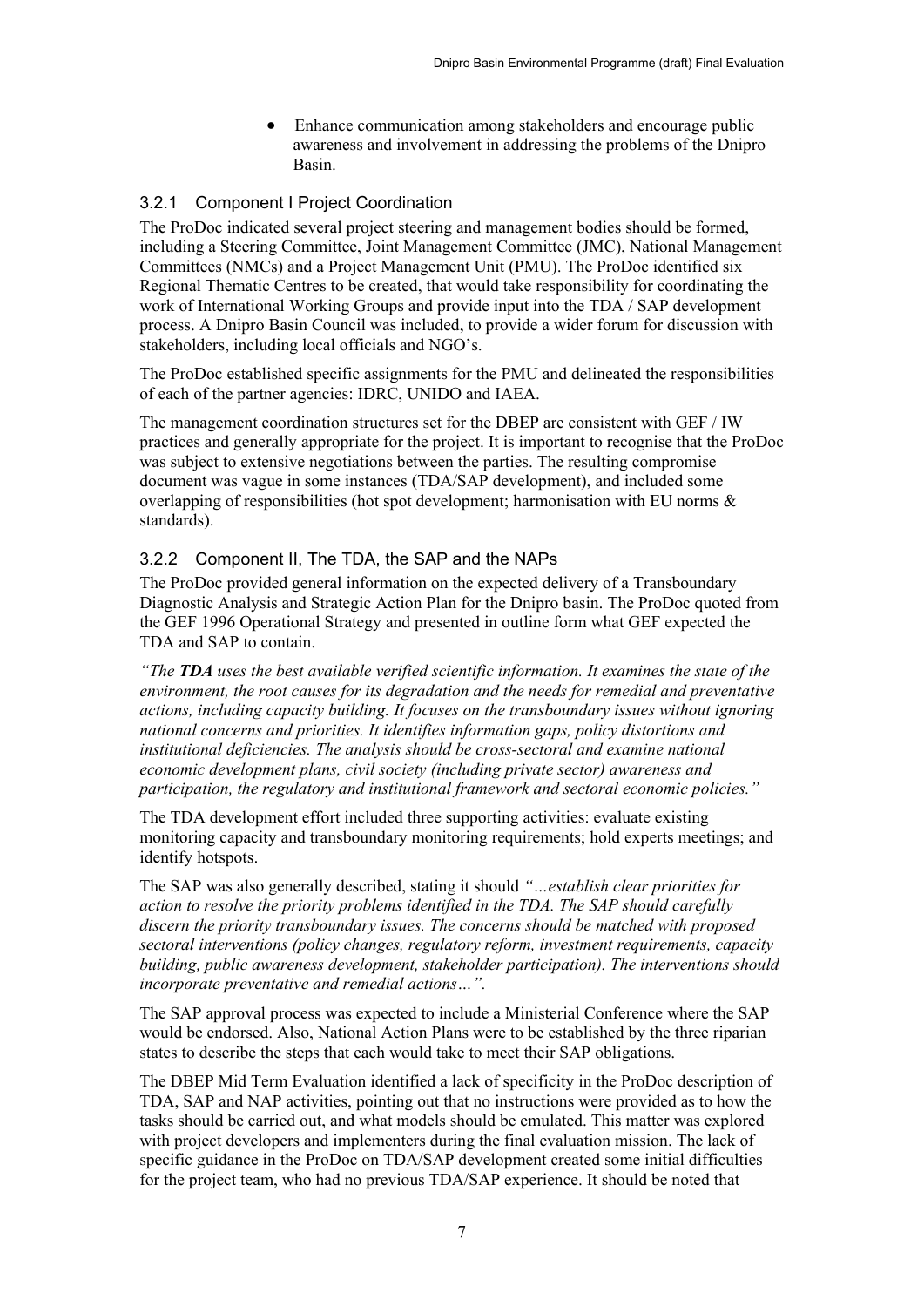- Enhance communication among stakeholders and encourage public awareness and involvement in addressing the problems of the Dnipro Basin.

### 3.2.1 Component I Project Coordination

The ProDoc indicated several project steering and management bodies should be formed, including a Steering Committee, Joint Management Committee (JMC), National Management Committees (NMCs) and a Project Management Unit (PMU). The ProDoc identified six Regional Thematic Centres to be created, that would take responsibility for coordinating the work of International Working Groups and provide input into the TDA / SAP development process. A Dnipro Basin Council was included, to provide a wider forum for discussion with stakeholders, including local officials and NGO's.

The ProDoc established specific assignments for the PMU and delineated the responsibilities of each of the partner agencies: IDRC, UNIDO and IAEA.

The management coordination structures set for the DBEP are consistent with GEF / IW practices and generally appropriate for the project. It is important to recognise that the ProDoc was subject to extensive negotiations between the parties. The resulting compromise document was vague in some instances (TDA/SAP development), and included some overlapping of responsibilities (hot spot development; harmonisation with EU norms & standards).

### 3.2.2 Component II, The TDA, the SAP and the NAPs

The ProDoc provided general information on the expected delivery of a Transboundary Diagnostic Analysis and Strategic Action Plan for the Dnipro basin. The ProDoc quoted from the GEF 1996 Operational Strategy and presented in outline form what GEF expected the TDA and SAP to contain.

*"The **TDA** uses the best available verified scientific information. It examines the state of the environment, the root causes for its degradation and the needs for remedial and preventative actions, including capacity building. It focuses on the transboundary issues without ignoring national concerns and priorities. It identifies information gaps, policy distortions and institutional deficiencies. The analysis should be cross-sectoral and examine national economic development plans, civil society (including private sector) awareness and participation, the regulatory and institutional framework and sectoral economic policies."*

The TDA development effort included three supporting activities: evaluate existing monitoring capacity and transboundary monitoring requirements; hold experts meetings; and identify hotspots.

The SAP was also generally described, stating it should *"…establish clear priorities for action to resolve the priority problems identified in the TDA. The SAP should carefully discern the priority transboundary issues. The concerns should be matched with proposed sectoral interventions (policy changes, regulatory reform, investment requirements, capacity building, public awareness development, stakeholder participation). The interventions should incorporate preventative and remedial actions…".*

The SAP approval process was expected to include a Ministerial Conference where the SAP would be endorsed. Also, National Action Plans were to be established by the three riparian states to describe the steps that each would take to meet their SAP obligations.

The DBEP Mid Term Evaluation identified a lack of specificity in the ProDoc description of TDA, SAP and NAP activities, pointing out that no instructions were provided as to how the tasks should be carried out, and what models should be emulated. This matter was explored with project developers and implementers during the final evaluation mission. The lack of specific guidance in the ProDoc on TDA/SAP development created some initial difficulties for the project team, who had no previous TDA/SAP experience. It should be noted that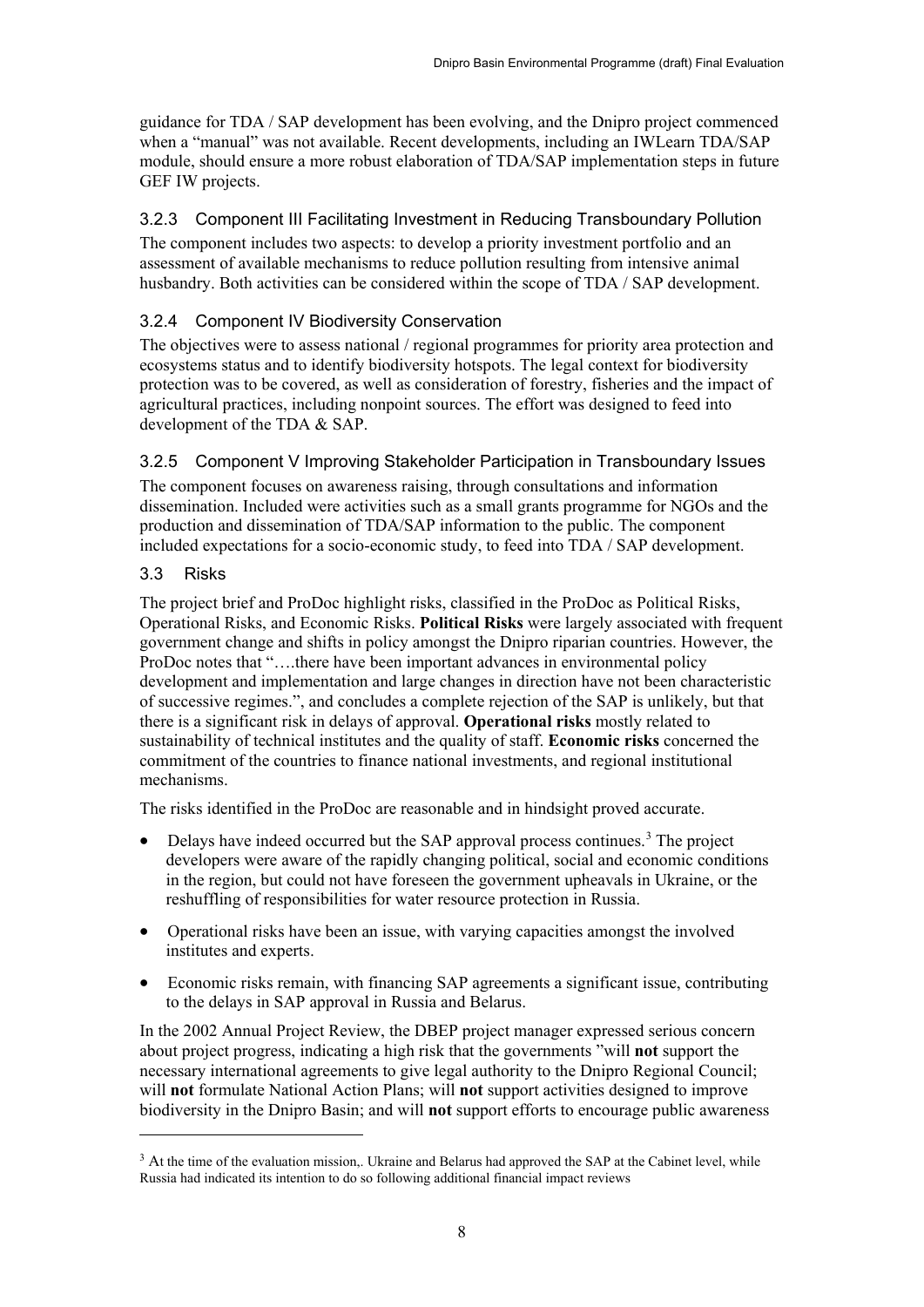guidance for TDA / SAP development has been evolving, and the Dnipro project commenced when a "manual" was not available. Recent developments, including an IWLearn TDA/SAP module, should ensure a more robust elaboration of TDA/SAP implementation steps in future GEF IW projects.

### 3.2.3 Component III Facilitating Investment in Reducing Transboundary Pollution

The component includes two aspects: to develop a priority investment portfolio and an assessment of available mechanisms to reduce pollution resulting from intensive animal husbandry. Both activities can be considered within the scope of TDA / SAP development.

### 3.2.4 Component IV Biodiversity Conservation

The objectives were to assess national / regional programmes for priority area protection and ecosystems status and to identify biodiversity hotspots. The legal context for biodiversity protection was to be covered, as well as consideration of forestry, fisheries and the impact of agricultural practices, including nonpoint sources. The effort was designed to feed into development of the TDA & SAP.

### 3.2.5 Component V Improving Stakeholder Participation in Transboundary Issues

The component focuses on awareness raising, through consultations and information dissemination. Included were activities such as a small grants programme for NGOs and the production and dissemination of TDA/SAP information to the public. The component included expectations for a socio-economic study, to feed into TDA / SAP development.

## 3.3 Risks

The project brief and ProDoc highlight risks, classified in the ProDoc as Political Risks, Operational Risks, and Economic Risks. **Political Risks** were largely associated with frequent government change and shifts in policy amongst the Dnipro riparian countries. However, the ProDoc notes that "….there have been important advances in environmental policy development and implementation and large changes in direction have not been characteristic of successive regimes.", and concludes a complete rejection of the SAP is unlikely, but that there is a significant risk in delays of approval. **Operational risks** mostly related to sustainability of technical institutes and the quality of staff. **Economic risks** concerned the commitment of the countries to finance national investments, and regional institutional mechanisms.

The risks identified in the ProDoc are reasonable and in hindsight proved accurate.

- Delays have indeed occurred but the SAP approval process continues.[3] The project developers were aware of the rapidly changing political, social and economic conditions in the region, but could not have foreseen the government upheavals in Ukraine, or the reshuffling of responsibilities for water resource protection in Russia.
- Operational risks have been an issue, with varying capacities amongst the involved institutes and experts.
- Economic risks remain, with financing SAP agreements a significant issue, contributing to the delays in SAP approval in Russia and Belarus.

In the 2002 Annual Project Review, the DBEP project manager expressed serious concern about project progress, indicating a high risk that the governments "will **not** support the necessary international agreements to give legal authority to the Dnipro Regional Council; will **not** formulate National Action Plans; will **not** support activities designed to improve biodiversity in the Dnipro Basin; and will **not** support efforts to encourage public awareness

[3] At the time of the evaluation mission,. Ukraine and Belarus had approved the SAP at the Cabinet level, while Russia had indicated its intention to do so following additional financial impact reviews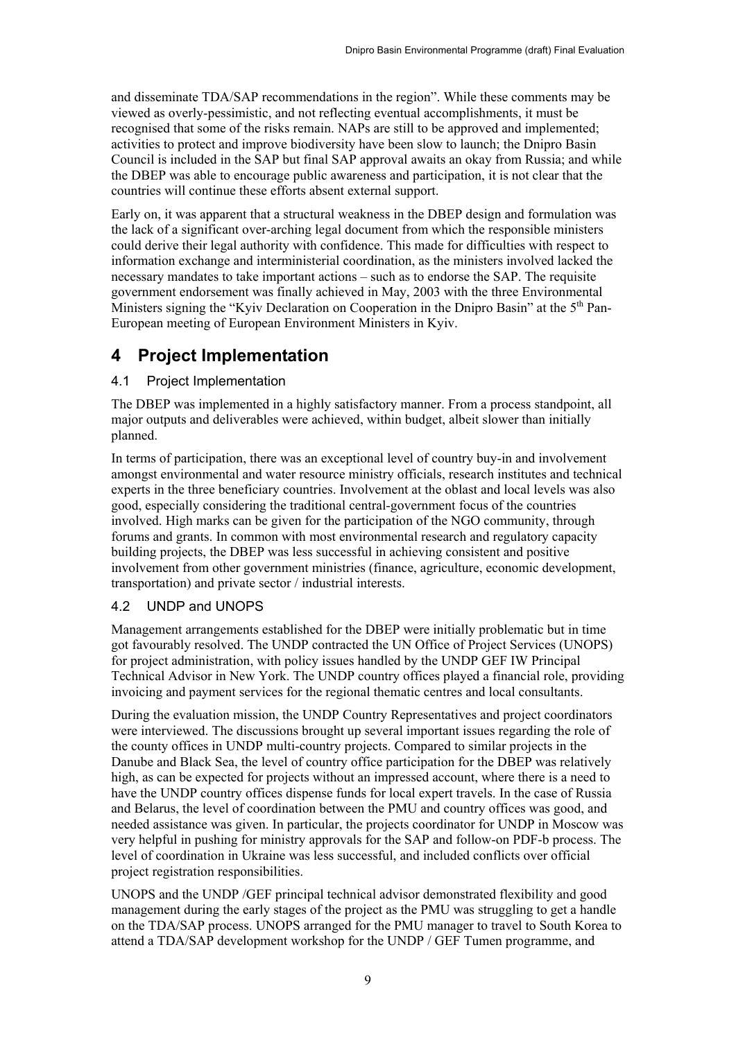and disseminate TDA/SAP recommendations in the region". While these comments may be viewed as overly-pessimistic, and not reflecting eventual accomplishments, it must be recognised that some of the risks remain. NAPs are still to be approved and implemented; activities to protect and improve biodiversity have been slow to launch; the Dnipro Basin Council is included in the SAP but final SAP approval awaits an okay from Russia; and while the DBEP was able to encourage public awareness and participation, it is not clear that the countries will continue these efforts absent external support.

Early on, it was apparent that a structural weakness in the DBEP design and formulation was the lack of a significant over-arching legal document from which the responsible ministers could derive their legal authority with confidence. This made for difficulties with respect to information exchange and interministerial coordination, as the ministers involved lacked the necessary mandates to take important actions – such as to endorse the SAP. The requisite government endorsement was finally achieved in May, 2003 with the three Environmental Ministers signing the "Kyiv Declaration on Cooperation in the Dnipro Basin" at the 5th Pan-European meeting of European Environment Ministers in Kyiv.

# 4 Project Implementation

## 4.1 Project Implementation

The DBEP was implemented in a highly satisfactory manner. From a process standpoint, all major outputs and deliverables were achieved, within budget, albeit slower than initially planned.

In terms of participation, there was an exceptional level of country buy-in and involvement amongst environmental and water resource ministry officials, research institutes and technical experts in the three beneficiary countries. Involvement at the oblast and local levels was also good, especially considering the traditional central-government focus of the countries involved. High marks can be given for the participation of the NGO community, through forums and grants. In common with most environmental research and regulatory capacity building projects, the DBEP was less successful in achieving consistent and positive involvement from other government ministries (finance, agriculture, economic development, transportation) and private sector / industrial interests.

## 4.2 UNDP and UNOPS

Management arrangements established for the DBEP were initially problematic but in time got favourably resolved. The UNDP contracted the UN Office of Project Services (UNOPS) for project administration, with policy issues handled by the UNDP GEF IW Principal Technical Advisor in New York. The UNDP country offices played a financial role, providing invoicing and payment services for the regional thematic centres and local consultants.

During the evaluation mission, the UNDP Country Representatives and project coordinators were interviewed. The discussions brought up several important issues regarding the role of the county offices in UNDP multi-country projects. Compared to similar projects in the Danube and Black Sea, the level of country office participation for the DBEP was relatively high, as can be expected for projects without an impressed account, where there is a need to have the UNDP country offices dispense funds for local expert travels. In the case of Russia and Belarus, the level of coordination between the PMU and country offices was good, and needed assistance was given. In particular, the projects coordinator for UNDP in Moscow was very helpful in pushing for ministry approvals for the SAP and follow-on PDF-b process. The level of coordination in Ukraine was less successful, and included conflicts over official project registration responsibilities.

UNOPS and the UNDP /GEF principal technical advisor demonstrated flexibility and good management during the early stages of the project as the PMU was struggling to get a handle on the TDA/SAP process. UNOPS arranged for the PMU manager to travel to South Korea to attend a TDA/SAP development workshop for the UNDP / GEF Tumen programme, and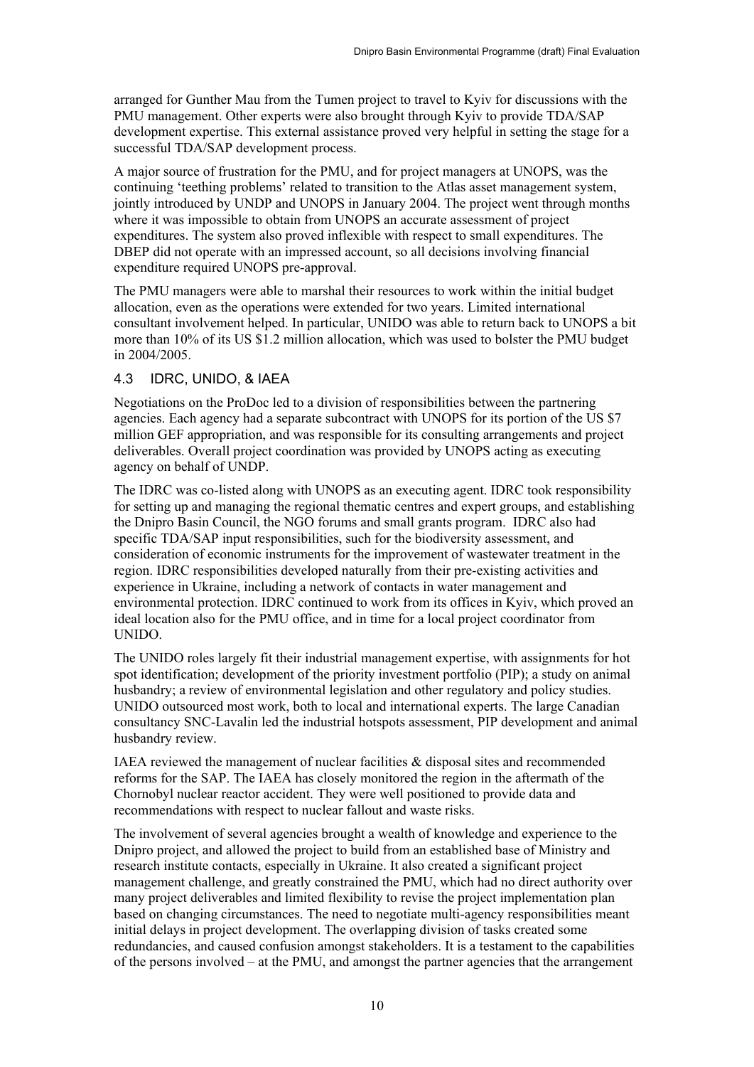arranged for Gunther Mau from the Tumen project to travel to Kyiv for discussions with the PMU management. Other experts were also brought through Kyiv to provide TDA/SAP development expertise. This external assistance proved very helpful in setting the stage for a successful TDA/SAP development process.

A major source of frustration for the PMU, and for project managers at UNOPS, was the continuing 'teething problems' related to transition to the Atlas asset management system, jointly introduced by UNDP and UNOPS in January 2004. The project went through months where it was impossible to obtain from UNOPS an accurate assessment of project expenditures. The system also proved inflexible with respect to small expenditures. The DBEP did not operate with an impressed account, so all decisions involving financial expenditure required UNOPS pre-approval.

The PMU managers were able to marshal their resources to work within the initial budget allocation, even as the operations were extended for two years. Limited international consultant involvement helped. In particular, UNIDO was able to return back to UNOPS a bit more than 10% of its US $1.2 million allocation, which was used to bolster the PMU budget in 2004/2005.

### 4.3 IDRC, UNIDO, & IAEA

Negotiations on the ProDoc led to a division of responsibilities between the partnering agencies. Each agency had a separate subcontract with UNOPS for its portion of the US $7 million GEF appropriation, and was responsible for its consulting arrangements and project deliverables. Overall project coordination was provided by UNOPS acting as executing agency on behalf of UNDP.

The IDRC was co-listed along with UNOPS as an executing agent. IDRC took responsibility for setting up and managing the regional thematic centres and expert groups, and establishing the Dnipro Basin Council, the NGO forums and small grants program. IDRC also had specific TDA/SAP input responsibilities, such for the biodiversity assessment, and consideration of economic instruments for the improvement of wastewater treatment in the region. IDRC responsibilities developed naturally from their pre-existing activities and experience in Ukraine, including a network of contacts in water management and environmental protection. IDRC continued to work from its offices in Kyiv, which proved an ideal location also for the PMU office, and in time for a local project coordinator from UNIDO.

The UNIDO roles largely fit their industrial management expertise, with assignments for hot spot identification; development of the priority investment portfolio (PIP); a study on animal husbandry; a review of environmental legislation and other regulatory and policy studies. UNIDO outsourced most work, both to local and international experts. The large Canadian consultancy SNC-Lavalin led the industrial hotspots assessment, PIP development and animal husbandry review.

IAEA reviewed the management of nuclear facilities & disposal sites and recommended reforms for the SAP. The IAEA has closely monitored the region in the aftermath of the Chornobyl nuclear reactor accident. They were well positioned to provide data and recommendations with respect to nuclear fallout and waste risks.

The involvement of several agencies brought a wealth of knowledge and experience to the Dnipro project, and allowed the project to build from an established base of Ministry and research institute contacts, especially in Ukraine. It also created a significant project management challenge, and greatly constrained the PMU, which had no direct authority over many project deliverables and limited flexibility to revise the project implementation plan based on changing circumstances. The need to negotiate multi-agency responsibilities meant initial delays in project development. The overlapping division of tasks created some redundancies, and caused confusion amongst stakeholders. It is a testament to the capabilities of the persons involved – at the PMU, and amongst the partner agencies that the arrangement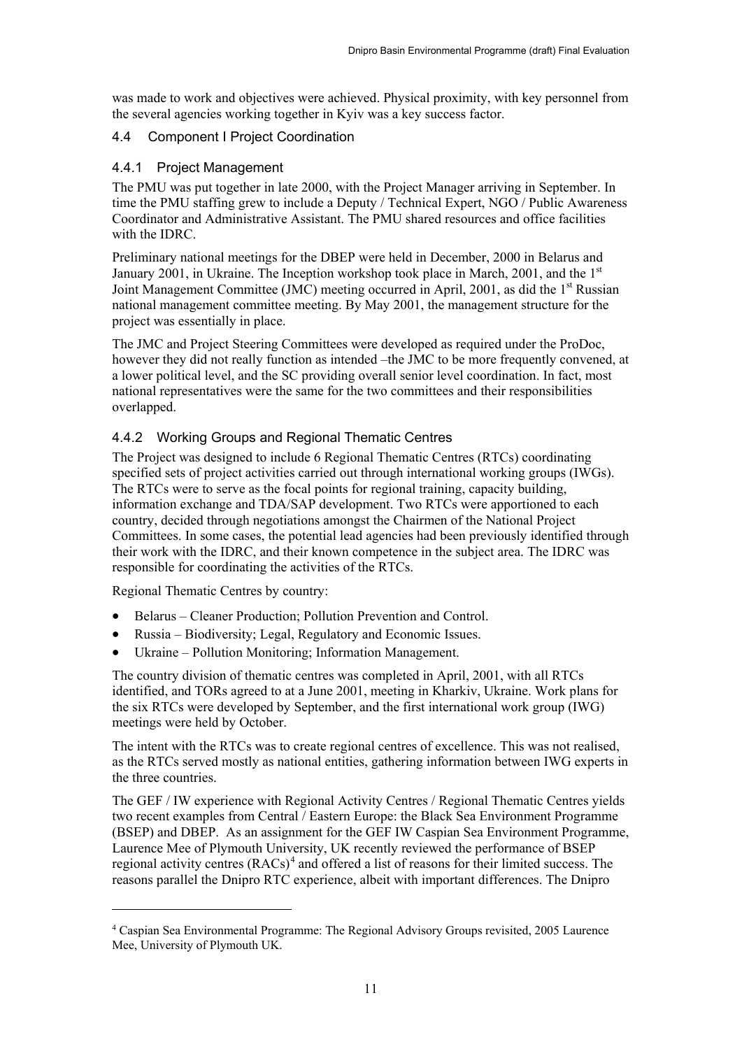was made to work and objectives were achieved. Physical proximity, with key personnel from the several agencies working together in Kyiv was a key success factor.

## 4.4 Component I Project Coordination

### 4.4.1 Project Management

The PMU was put together in late 2000, with the Project Manager arriving in September. In time the PMU staffing grew to include a Deputy / Technical Expert, NGO / Public Awareness Coordinator and Administrative Assistant. The PMU shared resources and office facilities with the IDRC.

Preliminary national meetings for the DBEP were held in December, 2000 in Belarus and January 2001, in Ukraine. The Inception workshop took place in March, 2001, and the 1st Joint Management Committee (JMC) meeting occurred in April, 2001, as did the 1st Russian national management committee meeting. By May 2001, the management structure for the project was essentially in place.

The JMC and Project Steering Committees were developed as required under the ProDoc, however they did not really function as intended –the JMC to be more frequently convened, at a lower political level, and the SC providing overall senior level coordination. In fact, most national representatives were the same for the two committees and their responsibilities overlapped.

### 4.4.2 Working Groups and Regional Thematic Centres

The Project was designed to include 6 Regional Thematic Centres (RTCs) coordinating specified sets of project activities carried out through international working groups (IWGs). The RTCs were to serve as the focal points for regional training, capacity building, information exchange and TDA/SAP development. Two RTCs were apportioned to each country, decided through negotiations amongst the Chairmen of the National Project Committees. In some cases, the potential lead agencies had been previously identified through their work with the IDRC, and their known competence in the subject area. The IDRC was responsible for coordinating the activities of the RTCs.

Regional Thematic Centres by country:

- Belarus – Cleaner Production; Pollution Prevention and Control.
- Russia – Biodiversity; Legal, Regulatory and Economic Issues.
- Ukraine – Pollution Monitoring; Information Management.

The country division of thematic centres was completed in April, 2001, with all RTCs identified, and TORs agreed to at a June 2001, meeting in Kharkiv, Ukraine. Work plans for the six RTCs were developed by September, and the first international work group (IWG) meetings were held by October.

The intent with the RTCs was to create regional centres of excellence. This was not realised, as the RTCs served mostly as national entities, gathering information between IWG experts in the three countries.

The GEF / IW experience with Regional Activity Centres / Regional Thematic Centres yields two recent examples from Central / Eastern Europe: the Black Sea Environment Programme (BSEP) and DBEP. As an assignment for the GEF IW Caspian Sea Environment Programme, Laurence Mee of Plymouth University, UK recently reviewed the performance of BSEP regional activity centres (RACs)[4] and offered a list of reasons for their limited success. The reasons parallel the Dnipro RTC experience, albeit with important differences. The Dnipro

[4] Caspian Sea Environmental Programme: The Regional Advisory Groups revisited, 2005 Laurence Mee, University of Plymouth UK.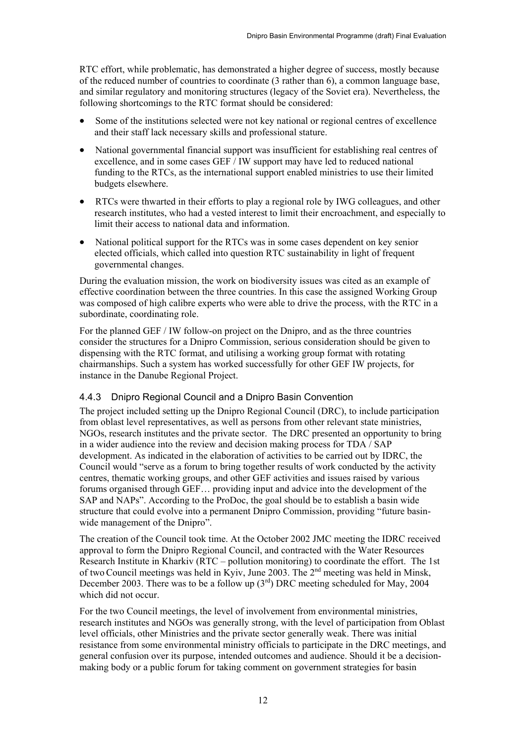RTC effort, while problematic, has demonstrated a higher degree of success, mostly because of the reduced number of countries to coordinate (3 rather than 6), a common language base, and similar regulatory and monitoring structures (legacy of the Soviet era). Nevertheless, the following shortcomings to the RTC format should be considered:

- Some of the institutions selected were not key national or regional centres of excellence and their staff lack necessary skills and professional stature.
- National governmental financial support was insufficient for establishing real centres of excellence, and in some cases GEF / IW support may have led to reduced national funding to the RTCs, as the international support enabled ministries to use their limited budgets elsewhere.
- RTCs were thwarted in their efforts to play a regional role by IWG colleagues, and other research institutes, who had a vested interest to limit their encroachment, and especially to limit their access to national data and information.
- National political support for the RTCs was in some cases dependent on key senior elected officials, which called into question RTC sustainability in light of frequent governmental changes.

During the evaluation mission, the work on biodiversity issues was cited as an example of effective coordination between the three countries. In this case the assigned Working Group was composed of high calibre experts who were able to drive the process, with the RTC in a subordinate, coordinating role.

For the planned GEF / IW follow-on project on the Dnipro, and as the three countries consider the structures for a Dnipro Commission, serious consideration should be given to dispensing with the RTC format, and utilising a working group format with rotating chairmanships. Such a system has worked successfully for other GEF IW projects, for instance in the Danube Regional Project.

### 4.4.3 Dnipro Regional Council and a Dnipro Basin Convention

The project included setting up the Dnipro Regional Council (DRC), to include participation from oblast level representatives, as well as persons from other relevant state ministries, NGOs, research institutes and the private sector. The DRC presented an opportunity to bring in a wider audience into the review and decision making process for TDA / SAP development. As indicated in the elaboration of activities to be carried out by IDRC, the Council would "serve as a forum to bring together results of work conducted by the activity centres, thematic working groups, and other GEF activities and issues raised by various forums organised through GEF… providing input and advice into the development of the SAP and NAPs". According to the ProDoc, the goal should be to establish a basin wide structure that could evolve into a permanent Dnipro Commission, providing "future basin-wide management of the Dnipro".

The creation of the Council took time. At the October 2002 JMC meeting the IDRC received approval to form the Dnipro Regional Council, and contracted with the Water Resources Research Institute in Kharkiv (RTC – pollution monitoring) to coordinate the effort. The 1st of two Council meetings was held in Kyiv, June 2003. The 2nd meeting was held in Minsk, December 2003. There was to be a follow up (3rd) DRC meeting scheduled for May, 2004 which did not occur.

For the two Council meetings, the level of involvement from environmental ministries, research institutes and NGOs was generally strong, with the level of participation from Oblast level officials, other Ministries and the private sector generally weak. There was initial resistance from some environmental ministry officials to participate in the DRC meetings, and general confusion over its purpose, intended outcomes and audience. Should it be a decision-making body or a public forum for taking comment on government strategies for basin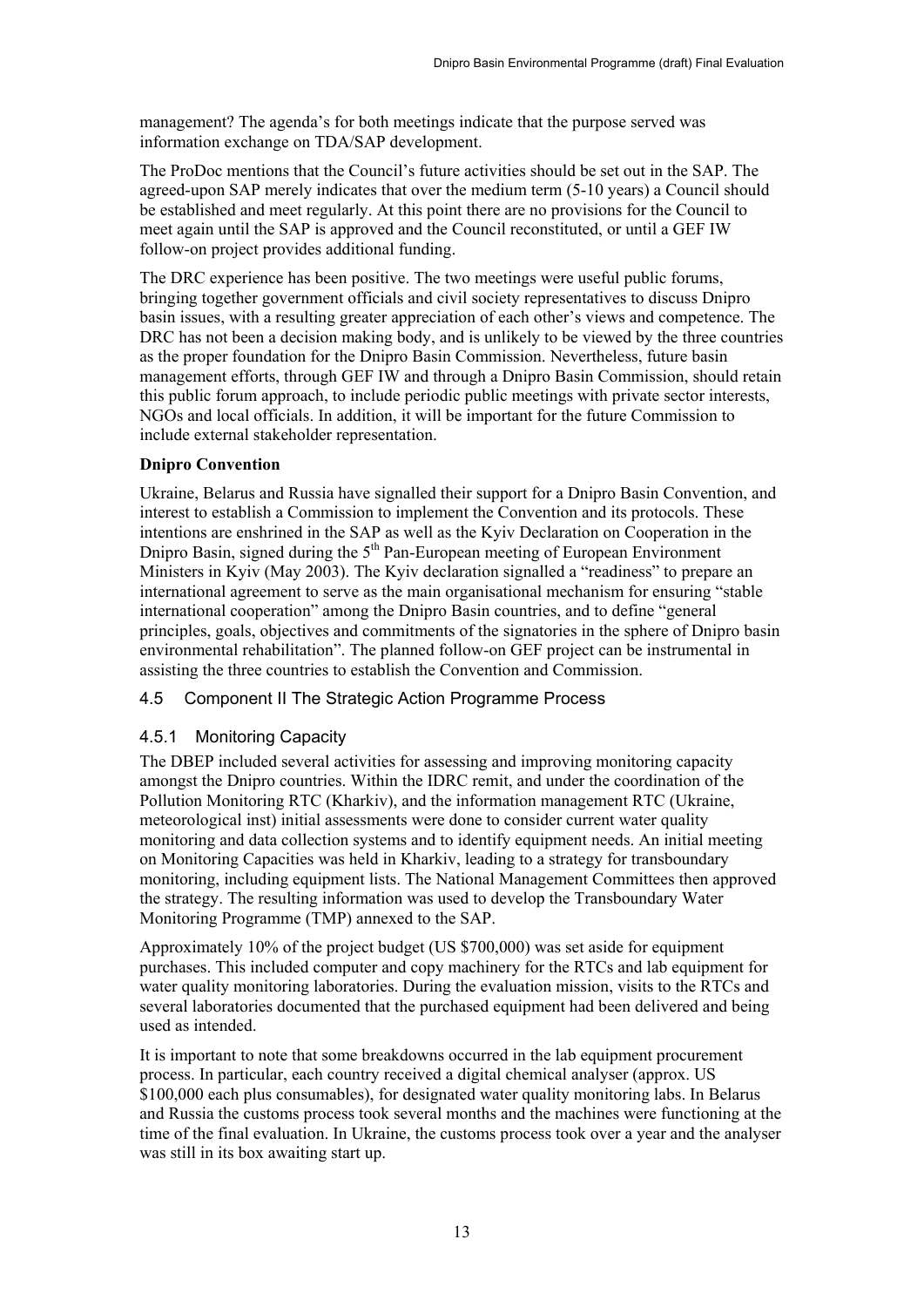management? The agenda's for both meetings indicate that the purpose served was information exchange on TDA/SAP development.

The ProDoc mentions that the Council's future activities should be set out in the SAP. The agreed-upon SAP merely indicates that over the medium term (5-10 years) a Council should be established and meet regularly. At this point there are no provisions for the Council to meet again until the SAP is approved and the Council reconstituted, or until a GEF IW follow-on project provides additional funding.

The DRC experience has been positive. The two meetings were useful public forums, bringing together government officials and civil society representatives to discuss Dnipro basin issues, with a resulting greater appreciation of each other's views and competence. The DRC has not been a decision making body, and is unlikely to be viewed by the three countries as the proper foundation for the Dnipro Basin Commission. Nevertheless, future basin management efforts, through GEF IW and through a Dnipro Basin Commission, should retain this public forum approach, to include periodic public meetings with private sector interests, NGOs and local officials. In addition, it will be important for the future Commission to include external stakeholder representation.

**Dnipro Convention**

Ukraine, Belarus and Russia have signalled their support for a Dnipro Basin Convention, and interest to establish a Commission to implement the Convention and its protocols. These intentions are enshrined in the SAP as well as the Kyiv Declaration on Cooperation in the Dnipro Basin, signed during the 5th Pan-European meeting of European Environment Ministers in Kyiv (May 2003). The Kyiv declaration signalled a "readiness" to prepare an international agreement to serve as the main organisational mechanism for ensuring "stable international cooperation" among the Dnipro Basin countries, and to define "general principles, goals, objectives and commitments of the signatories in the sphere of Dnipro basin environmental rehabilitation". The planned follow-on GEF project can be instrumental in assisting the three countries to establish the Convention and Commission.

## 4.5 Component II The Strategic Action Programme Process

### 4.5.1 Monitoring Capacity

The DBEP included several activities for assessing and improving monitoring capacity amongst the Dnipro countries. Within the IDRC remit, and under the coordination of the Pollution Monitoring RTC (Kharkiv), and the information management RTC (Ukraine, meteorological inst) initial assessments were done to consider current water quality monitoring and data collection systems and to identify equipment needs. An initial meeting on Monitoring Capacities was held in Kharkiv, leading to a strategy for transboundary monitoring, including equipment lists. The National Management Committees then approved the strategy. The resulting information was used to develop the Transboundary Water Monitoring Programme (TMP) annexed to the SAP.

Approximately 10% of the project budget (US $700,000) was set aside for equipment purchases. This included computer and copy machinery for the RTCs and lab equipment for water quality monitoring laboratories. During the evaluation mission, visits to the RTCs and several laboratories documented that the purchased equipment had been delivered and being used as intended.

It is important to note that some breakdowns occurred in the lab equipment procurement process. In particular, each country received a digital chemical analyser (approx. US $100,000 each plus consumables), for designated water quality monitoring labs. In Belarus and Russia the customs process took several months and the machines were functioning at the time of the final evaluation. In Ukraine, the customs process took over a year and the analyser was still in its box awaiting start up.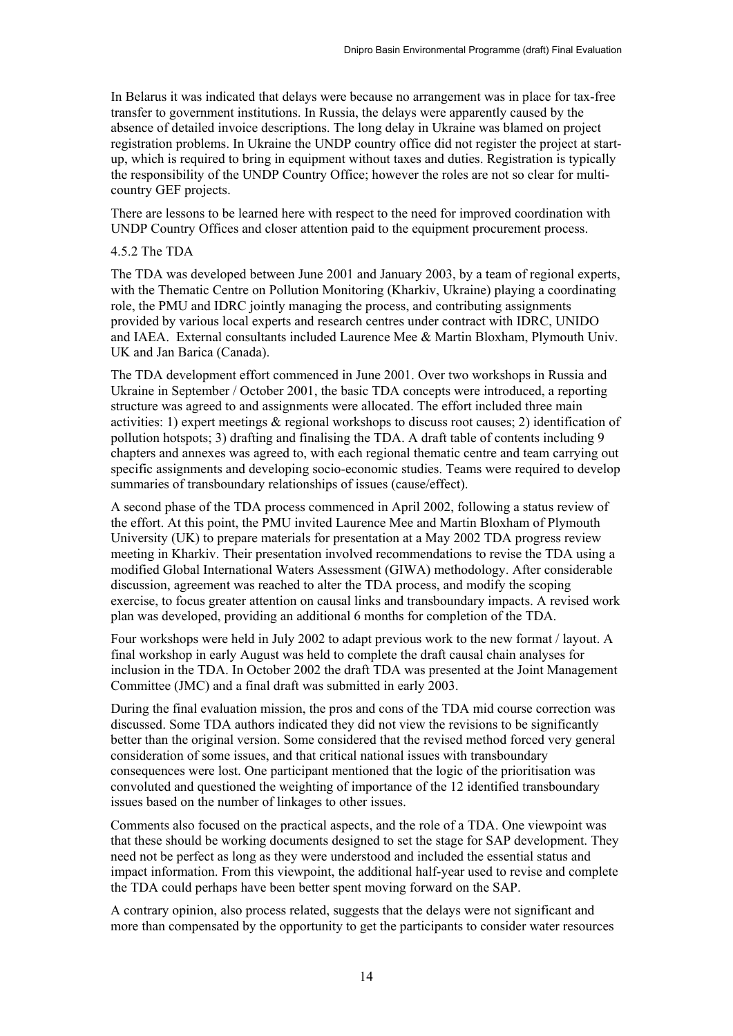In Belarus it was indicated that delays were because no arrangement was in place for tax-free transfer to government institutions. In Russia, the delays were apparently caused by the absence of detailed invoice descriptions. The long delay in Ukraine was blamed on project registration problems. In Ukraine the UNDP country office did not register the project at start-up, which is required to bring in equipment without taxes and duties. Registration is typically the responsibility of the UNDP Country Office; however the roles are not so clear for multi-country GEF projects.

There are lessons to be learned here with respect to the need for improved coordination with UNDP Country Offices and closer attention paid to the equipment procurement process.

### 4.5.2 The TDA

The TDA was developed between June 2001 and January 2003, by a team of regional experts, with the Thematic Centre on Pollution Monitoring (Kharkiv, Ukraine) playing a coordinating role, the PMU and IDRC jointly managing the process, and contributing assignments provided by various local experts and research centres under contract with IDRC, UNIDO and IAEA. External consultants included Laurence Mee & Martin Bloxham, Plymouth Univ. UK and Jan Barica (Canada).

The TDA development effort commenced in June 2001. Over two workshops in Russia and Ukraine in September / October 2001, the basic TDA concepts were introduced, a reporting structure was agreed to and assignments were allocated. The effort included three main activities: 1) expert meetings & regional workshops to discuss root causes; 2) identification of pollution hotspots; 3) drafting and finalising the TDA. A draft table of contents including 9 chapters and annexes was agreed to, with each regional thematic centre and team carrying out specific assignments and developing socio-economic studies. Teams were required to develop summaries of transboundary relationships of issues (cause/effect).

A second phase of the TDA process commenced in April 2002, following a status review of the effort. At this point, the PMU invited Laurence Mee and Martin Bloxham of Plymouth University (UK) to prepare materials for presentation at a May 2002 TDA progress review meeting in Kharkiv. Their presentation involved recommendations to revise the TDA using a modified Global International Waters Assessment (GIWA) methodology. After considerable discussion, agreement was reached to alter the TDA process, and modify the scoping exercise, to focus greater attention on causal links and transboundary impacts. A revised work plan was developed, providing an additional 6 months for completion of the TDA.

Four workshops were held in July 2002 to adapt previous work to the new format / layout. A final workshop in early August was held to complete the draft causal chain analyses for inclusion in the TDA. In October 2002 the draft TDA was presented at the Joint Management Committee (JMC) and a final draft was submitted in early 2003.

During the final evaluation mission, the pros and cons of the TDA mid course correction was discussed. Some TDA authors indicated they did not view the revisions to be significantly better than the original version. Some considered that the revised method forced very general consideration of some issues, and that critical national issues with transboundary consequences were lost. One participant mentioned that the logic of the prioritisation was convoluted and questioned the weighting of importance of the 12 identified transboundary issues based on the number of linkages to other issues.

Comments also focused on the practical aspects, and the role of a TDA. One viewpoint was that these should be working documents designed to set the stage for SAP development. They need not be perfect as long as they were understood and included the essential status and impact information. From this viewpoint, the additional half-year used to revise and complete the TDA could perhaps have been better spent moving forward on the SAP.

A contrary opinion, also process related, suggests that the delays were not significant and more than compensated by the opportunity to get the participants to consider water resources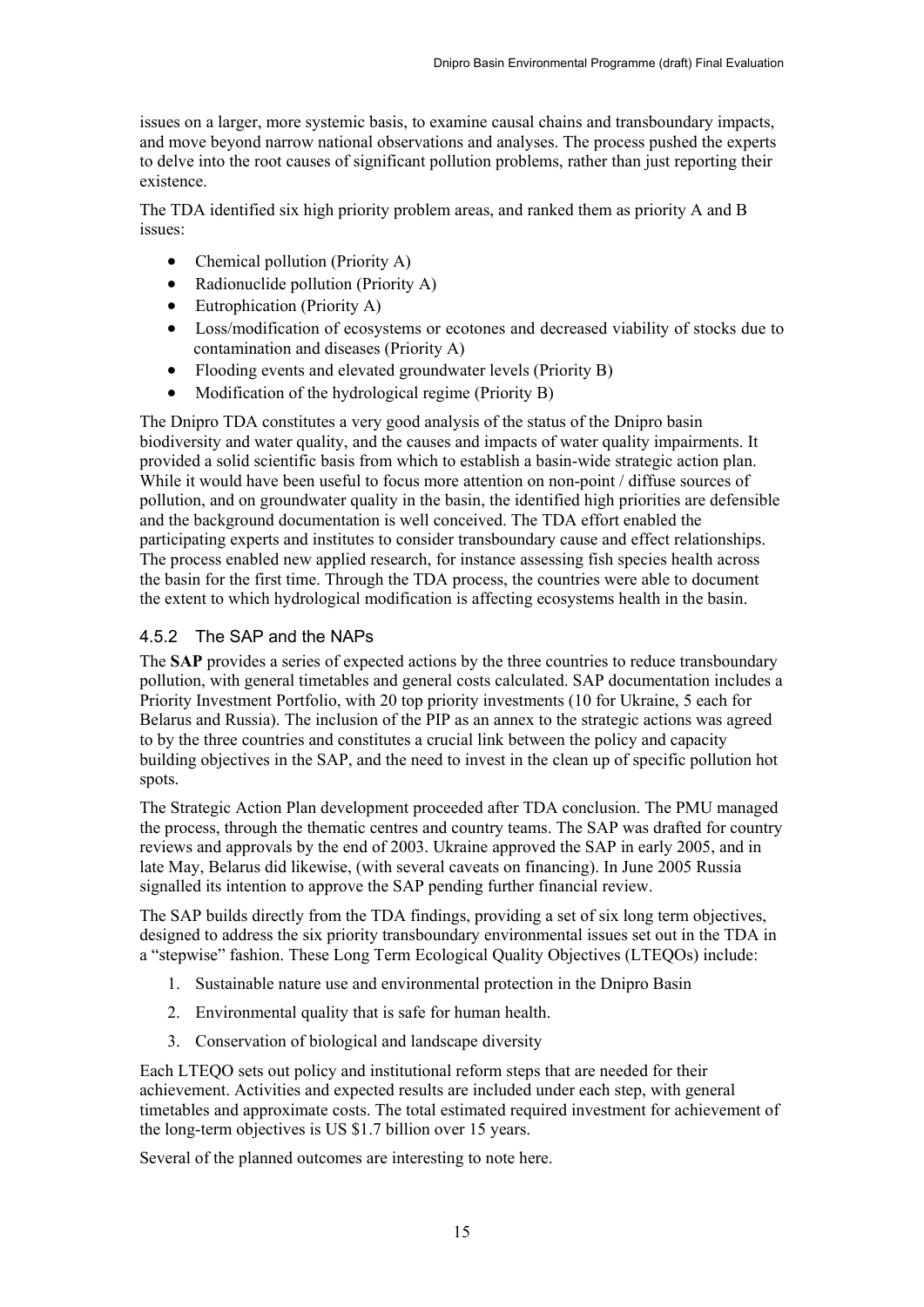issues on a larger, more systemic basis, to examine causal chains and transboundary impacts, and move beyond narrow national observations and analyses. The process pushed the experts to delve into the root causes of significant pollution problems, rather than just reporting their existence.

The TDA identified six high priority problem areas, and ranked them as priority A and B issues:

- Chemical pollution (Priority A)
- Radionuclide pollution (Priority A)
- Eutrophication (Priority A)
- Loss/modification of ecosystems or ecotones and decreased viability of stocks due to contamination and diseases (Priority A)
- Flooding events and elevated groundwater levels (Priority B)
- Modification of the hydrological regime (Priority B)

The Dnipro TDA constitutes a very good analysis of the status of the Dnipro basin biodiversity and water quality, and the causes and impacts of water quality impairments. It provided a solid scientific basis from which to establish a basin-wide strategic action plan. While it would have been useful to focus more attention on non-point / diffuse sources of pollution, and on groundwater quality in the basin, the identified high priorities are defensible and the background documentation is well conceived. The TDA effort enabled the participating experts and institutes to consider transboundary cause and effect relationships. The process enabled new applied research, for instance assessing fish species health across the basin for the first time. Through the TDA process, the countries were able to document the extent to which hydrological modification is affecting ecosystems health in the basin.

### 4.5.2 The SAP and the NAPs

The **SAP** provides a series of expected actions by the three countries to reduce transboundary pollution, with general timetables and general costs calculated. SAP documentation includes a Priority Investment Portfolio, with 20 top priority investments (10 for Ukraine, 5 each for Belarus and Russia). The inclusion of the PIP as an annex to the strategic actions was agreed to by the three countries and constitutes a crucial link between the policy and capacity building objectives in the SAP, and the need to invest in the clean up of specific pollution hot spots.

The Strategic Action Plan development proceeded after TDA conclusion. The PMU managed the process, through the thematic centres and country teams. The SAP was drafted for country reviews and approvals by the end of 2003. Ukraine approved the SAP in early 2005, and in late May, Belarus did likewise, (with several caveats on financing). In June 2005 Russia signalled its intention to approve the SAP pending further financial review.

The SAP builds directly from the TDA findings, providing a set of six long term objectives, designed to address the six priority transboundary environmental issues set out in the TDA in a "stepwise" fashion. These Long Term Ecological Quality Objectives (LTEQOs) include:

1. Sustainable nature use and environmental protection in the Dnipro Basin
2. Environmental quality that is safe for human health.
3. Conservation of biological and landscape diversity

Each LTEQO sets out policy and institutional reform steps that are needed for their achievement. Activities and expected results are included under each step, with general timetables and approximate costs. The total estimated required investment for achievement of the long-term objectives is US $1.7 billion over 15 years.

Several of the planned outcomes are interesting to note here.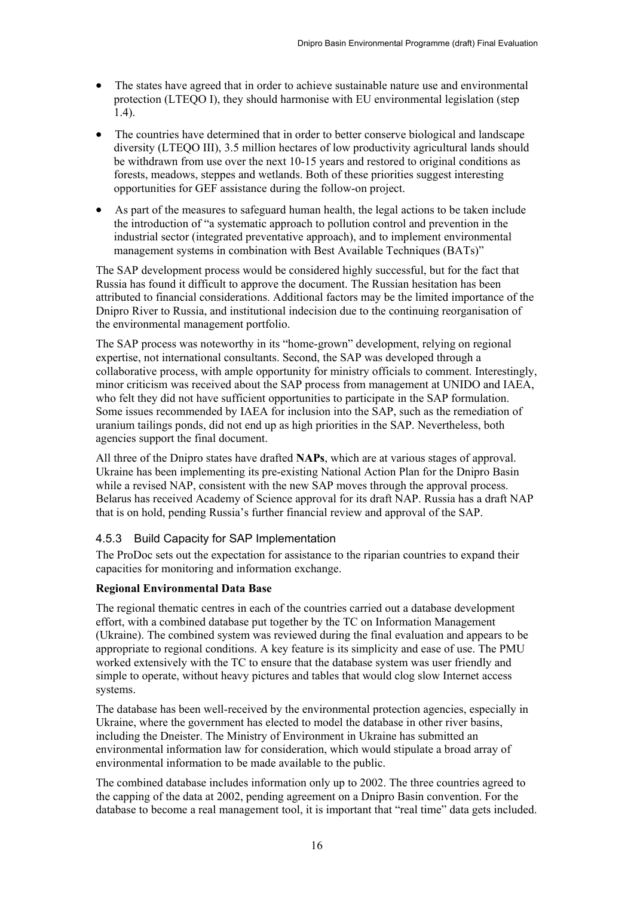- The states have agreed that in order to achieve sustainable nature use and environmental protection (LTEQO I), they should harmonise with EU environmental legislation (step 1.4).
- The countries have determined that in order to better conserve biological and landscape diversity (LTEQO III), 3.5 million hectares of low productivity agricultural lands should be withdrawn from use over the next 10-15 years and restored to original conditions as forests, meadows, steppes and wetlands. Both of these priorities suggest interesting opportunities for GEF assistance during the follow-on project.
- As part of the measures to safeguard human health, the legal actions to be taken include the introduction of "a systematic approach to pollution control and prevention in the industrial sector (integrated preventative approach), and to implement environmental management systems in combination with Best Available Techniques (BATs)"

The SAP development process would be considered highly successful, but for the fact that Russia has found it difficult to approve the document. The Russian hesitation has been attributed to financial considerations. Additional factors may be the limited importance of the Dnipro River to Russia, and institutional indecision due to the continuing reorganisation of the environmental management portfolio.

The SAP process was noteworthy in its "home-grown" development, relying on regional expertise, not international consultants. Second, the SAP was developed through a collaborative process, with ample opportunity for ministry officials to comment. Interestingly, minor criticism was received about the SAP process from management at UNIDO and IAEA, who felt they did not have sufficient opportunities to participate in the SAP formulation. Some issues recommended by IAEA for inclusion into the SAP, such as the remediation of uranium tailings ponds, did not end up as high priorities in the SAP. Nevertheless, both agencies support the final document.

All three of the Dnipro states have drafted **NAPs**, which are at various stages of approval. Ukraine has been implementing its pre-existing National Action Plan for the Dnipro Basin while a revised NAP, consistent with the new SAP moves through the approval process. Belarus has received Academy of Science approval for its draft NAP. Russia has a draft NAP that is on hold, pending Russia's further financial review and approval of the SAP.

### 4.5.3 Build Capacity for SAP Implementation

The ProDoc sets out the expectation for assistance to the riparian countries to expand their capacities for monitoring and information exchange.

**Regional Environmental Data Base**

The regional thematic centres in each of the countries carried out a database development effort, with a combined database put together by the TC on Information Management (Ukraine). The combined system was reviewed during the final evaluation and appears to be appropriate to regional conditions. A key feature is its simplicity and ease of use. The PMU worked extensively with the TC to ensure that the database system was user friendly and simple to operate, without heavy pictures and tables that would clog slow Internet access systems.

The database has been well-received by the environmental protection agencies, especially in Ukraine, where the government has elected to model the database in other river basins, including the Dneister. The Ministry of Environment in Ukraine has submitted an environmental information law for consideration, which would stipulate a broad array of environmental information to be made available to the public.

The combined database includes information only up to 2002. The three countries agreed to the capping of the data at 2002, pending agreement on a Dnipro Basin convention. For the database to become a real management tool, it is important that "real time" data gets included.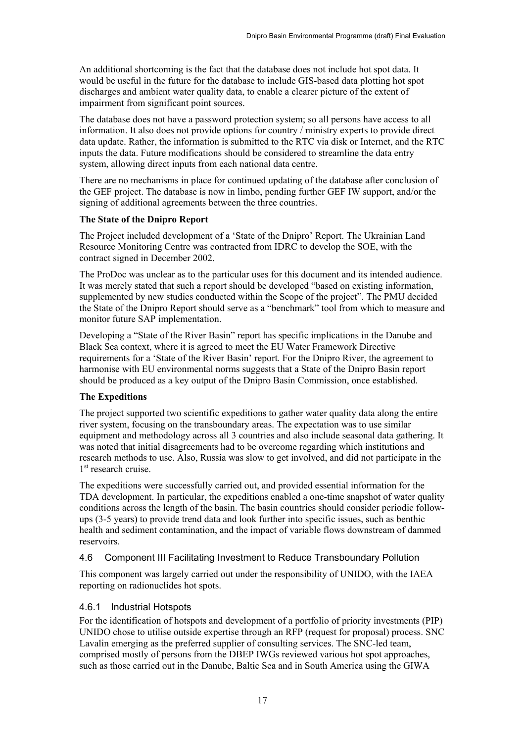An additional shortcoming is the fact that the database does not include hot spot data. It would be useful in the future for the database to include GIS-based data plotting hot spot discharges and ambient water quality data, to enable a clearer picture of the extent of impairment from significant point sources.

The database does not have a password protection system; so all persons have access to all information. It also does not provide options for country / ministry experts to provide direct data update. Rather, the information is submitted to the RTC via disk or Internet, and the RTC inputs the data. Future modifications should be considered to streamline the data entry system, allowing direct inputs from each national data centre.

There are no mechanisms in place for continued updating of the database after conclusion of the GEF project. The database is now in limbo, pending further GEF IW support, and/or the signing of additional agreements between the three countries.

**The State of the Dnipro Report**

The Project included development of a 'State of the Dnipro' Report. The Ukrainian Land Resource Monitoring Centre was contracted from IDRC to develop the SOE, with the contract signed in December 2002.

The ProDoc was unclear as to the particular uses for this document and its intended audience. It was merely stated that such a report should be developed "based on existing information, supplemented by new studies conducted within the Scope of the project". The PMU decided the State of the Dnipro Report should serve as a "benchmark" tool from which to measure and monitor future SAP implementation.

Developing a "State of the River Basin" report has specific implications in the Danube and Black Sea context, where it is agreed to meet the EU Water Framework Directive requirements for a 'State of the River Basin' report. For the Dnipro River, the agreement to harmonise with EU environmental norms suggests that a State of the Dnipro Basin report should be produced as a key output of the Dnipro Basin Commission, once established.

**The Expeditions**

The project supported two scientific expeditions to gather water quality data along the entire river system, focusing on the transboundary areas. The expectation was to use similar equipment and methodology across all 3 countries and also include seasonal data gathering. It was noted that initial disagreements had to be overcome regarding which institutions and research methods to use. Also, Russia was slow to get involved, and did not participate in the 1st research cruise.

The expeditions were successfully carried out, and provided essential information for the TDA development. In particular, the expeditions enabled a one-time snapshot of water quality conditions across the length of the basin. The basin countries should consider periodic follow-ups (3-5 years) to provide trend data and look further into specific issues, such as benthic health and sediment contamination, and the impact of variable flows downstream of dammed reservoirs.

### 4.6 Component III Facilitating Investment to Reduce Transboundary Pollution

This component was largely carried out under the responsibility of UNIDO, with the IAEA reporting on radionuclides hot spots.

#### 4.6.1 Industrial Hotspots

For the identification of hotspots and development of a portfolio of priority investments (PIP) UNIDO chose to utilise outside expertise through an RFP (request for proposal) process. SNC Lavalin emerging as the preferred supplier of consulting services. The SNC-led team, comprised mostly of persons from the DBEP IWGs reviewed various hot spot approaches, such as those carried out in the Danube, Baltic Sea and in South America using the GIWA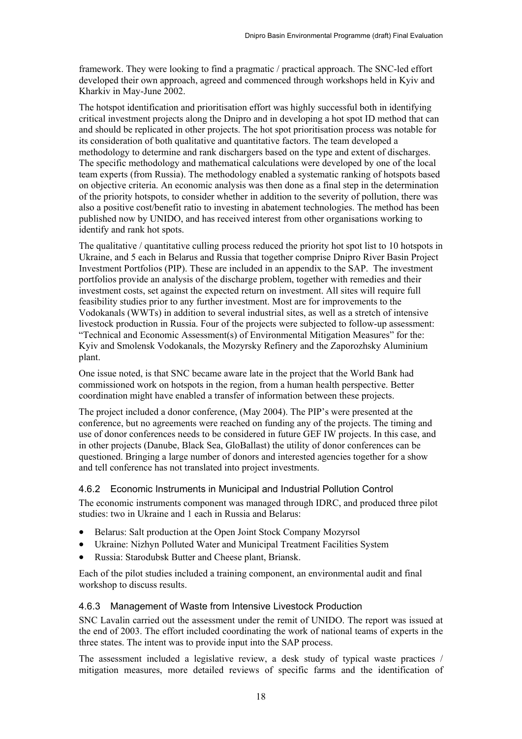framework. They were looking to find a pragmatic / practical approach. The SNC-led effort developed their own approach, agreed and commenced through workshops held in Kyiv and Kharkiv in May-June 2002.

The hotspot identification and prioritisation effort was highly successful both in identifying critical investment projects along the Dnipro and in developing a hot spot ID method that can and should be replicated in other projects. The hot spot prioritisation process was notable for its consideration of both qualitative and quantitative factors. The team developed a methodology to determine and rank dischargers based on the type and extent of discharges. The specific methodology and mathematical calculations were developed by one of the local team experts (from Russia). The methodology enabled a systematic ranking of hotspots based on objective criteria. An economic analysis was then done as a final step in the determination of the priority hotspots, to consider whether in addition to the severity of pollution, there was also a positive cost/benefit ratio to investing in abatement technologies. The method has been published now by UNIDO, and has received interest from other organisations working to identify and rank hot spots.

The qualitative / quantitative culling process reduced the priority hot spot list to 10 hotspots in Ukraine, and 5 each in Belarus and Russia that together comprise Dnipro River Basin Project Investment Portfolios (PIP). These are included in an appendix to the SAP. The investment portfolios provide an analysis of the discharge problem, together with remedies and their investment costs, set against the expected return on investment. All sites will require full feasibility studies prior to any further investment. Most are for improvements to the Vodokanals (WWTs) in addition to several industrial sites, as well as a stretch of intensive livestock production in Russia. Four of the projects were subjected to follow-up assessment: "Technical and Economic Assessment(s) of Environmental Mitigation Measures" for the: Kyiv and Smolensk Vodokanals, the Mozyrsky Refinery and the Zaporozhsky Aluminium plant.

One issue noted, is that SNC became aware late in the project that the World Bank had commissioned work on hotspots in the region, from a human health perspective. Better coordination might have enabled a transfer of information between these projects.

The project included a donor conference, (May 2004). The PIP's were presented at the conference, but no agreements were reached on funding any of the projects. The timing and use of donor conferences needs to be considered in future GEF IW projects. In this case, and in other projects (Danube, Black Sea, GloBallast) the utility of donor conferences can be questioned. Bringing a large number of donors and interested agencies together for a show and tell conference has not translated into project investments.

### 4.6.2 Economic Instruments in Municipal and Industrial Pollution Control

The economic instruments component was managed through IDRC, and produced three pilot studies: two in Ukraine and 1 each in Russia and Belarus:

- Belarus: Salt production at the Open Joint Stock Company Mozyrsol
- Ukraine: Nizhyn Polluted Water and Municipal Treatment Facilities System
- Russia: Starodubsk Butter and Cheese plant, Briansk.

Each of the pilot studies included a training component, an environmental audit and final workshop to discuss results.

### 4.6.3 Management of Waste from Intensive Livestock Production

SNC Lavalin carried out the assessment under the remit of UNIDO. The report was issued at the end of 2003. The effort included coordinating the work of national teams of experts in the three states. The intent was to provide input into the SAP process.

The assessment included a legislative review, a desk study of typical waste practices / mitigation measures, more detailed reviews of specific farms and the identification of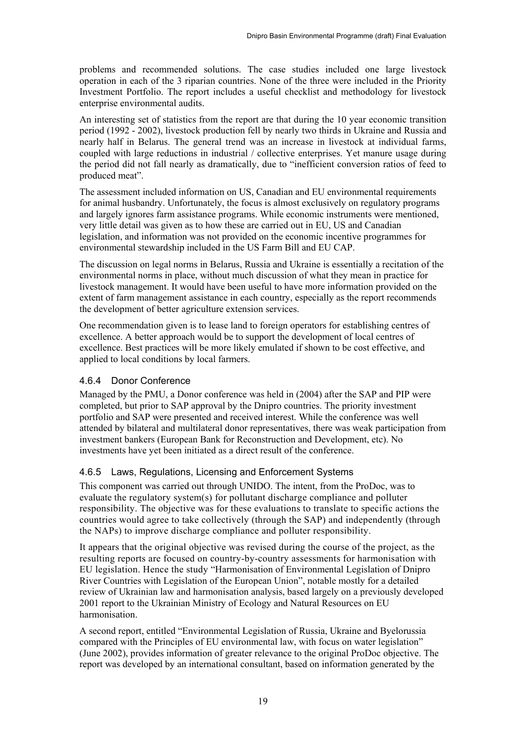problems and recommended solutions. The case studies included one large livestock operation in each of the 3 riparian countries. None of the three were included in the Priority Investment Portfolio. The report includes a useful checklist and methodology for livestock enterprise environmental audits.

An interesting set of statistics from the report are that during the 10 year economic transition period (1992 - 2002), livestock production fell by nearly two thirds in Ukraine and Russia and nearly half in Belarus. The general trend was an increase in livestock at individual farms, coupled with large reductions in industrial / collective enterprises. Yet manure usage during the period did not fall nearly as dramatically, due to "inefficient conversion ratios of feed to produced meat".

The assessment included information on US, Canadian and EU environmental requirements for animal husbandry. Unfortunately, the focus is almost exclusively on regulatory programs and largely ignores farm assistance programs. While economic instruments were mentioned, very little detail was given as to how these are carried out in EU, US and Canadian legislation, and information was not provided on the economic incentive programmes for environmental stewardship included in the US Farm Bill and EU CAP.

The discussion on legal norms in Belarus, Russia and Ukraine is essentially a recitation of the environmental norms in place, without much discussion of what they mean in practice for livestock management. It would have been useful to have more information provided on the extent of farm management assistance in each country, especially as the report recommends the development of better agriculture extension services.

One recommendation given is to lease land to foreign operators for establishing centres of excellence. A better approach would be to support the development of local centres of excellence. Best practices will be more likely emulated if shown to be cost effective, and applied to local conditions by local farmers.

### 4.6.4 Donor Conference

Managed by the PMU, a Donor conference was held in (2004) after the SAP and PIP were completed, but prior to SAP approval by the Dnipro countries. The priority investment portfolio and SAP were presented and received interest. While the conference was well attended by bilateral and multilateral donor representatives, there was weak participation from investment bankers (European Bank for Reconstruction and Development, etc). No investments have yet been initiated as a direct result of the conference.

### 4.6.5 Laws, Regulations, Licensing and Enforcement Systems

This component was carried out through UNIDO. The intent, from the ProDoc, was to evaluate the regulatory system(s) for pollutant discharge compliance and polluter responsibility. The objective was for these evaluations to translate to specific actions the countries would agree to take collectively (through the SAP) and independently (through the NAPs) to improve discharge compliance and polluter responsibility.

It appears that the original objective was revised during the course of the project, as the resulting reports are focused on country-by-country assessments for harmonisation with EU legislation. Hence the study "Harmonisation of Environmental Legislation of Dnipro River Countries with Legislation of the European Union", notable mostly for a detailed review of Ukrainian law and harmonisation analysis, based largely on a previously developed 2001 report to the Ukrainian Ministry of Ecology and Natural Resources on EU harmonisation.

A second report, entitled "Environmental Legislation of Russia, Ukraine and Byelorussia compared with the Principles of EU environmental law, with focus on water legislation" (June 2002), provides information of greater relevance to the original ProDoc objective. The report was developed by an international consultant, based on information generated by the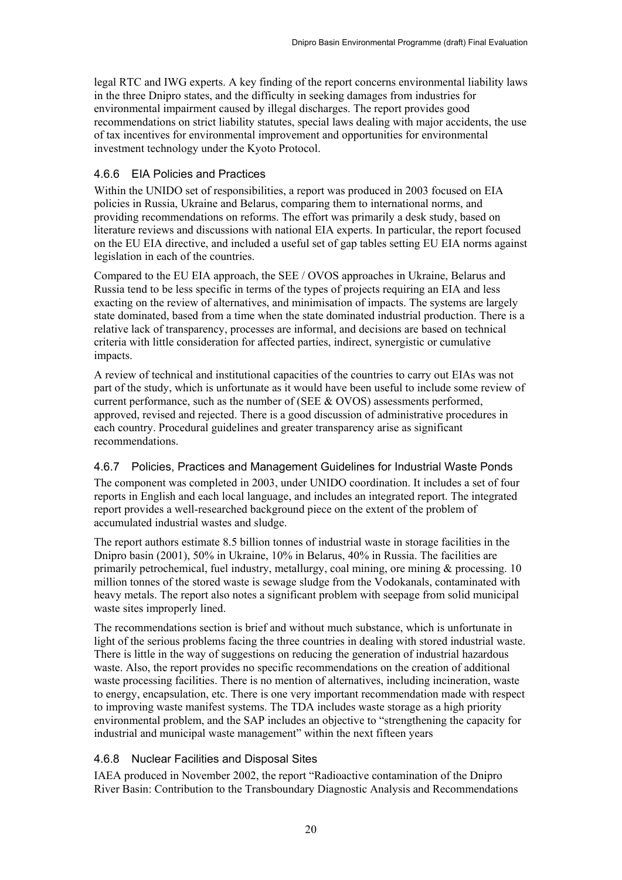legal RTC and IWG experts. A key finding of the report concerns environmental liability laws in the three Dnipro states, and the difficulty in seeking damages from industries for environmental impairment caused by illegal discharges. The report provides good recommendations on strict liability statutes, special laws dealing with major accidents, the use of tax incentives for environmental improvement and opportunities for environmental investment technology under the Kyoto Protocol.

### 4.6.6 EIA Policies and Practices

Within the UNIDO set of responsibilities, a report was produced in 2003 focused on EIA policies in Russia, Ukraine and Belarus, comparing them to international norms, and providing recommendations on reforms. The effort was primarily a desk study, based on literature reviews and discussions with national EIA experts. In particular, the report focused on the EU EIA directive, and included a useful set of gap tables setting EU EIA norms against legislation in each of the countries.

Compared to the EU EIA approach, the SEE / OVOS approaches in Ukraine, Belarus and Russia tend to be less specific in terms of the types of projects requiring an EIA and less exacting on the review of alternatives, and minimisation of impacts. The systems are largely state dominated, based from a time when the state dominated industrial production. There is a relative lack of transparency, processes are informal, and decisions are based on technical criteria with little consideration for affected parties, indirect, synergistic or cumulative impacts.

A review of technical and institutional capacities of the countries to carry out EIAs was not part of the study, which is unfortunate as it would have been useful to include some review of current performance, such as the number of (SEE & OVOS) assessments performed, approved, revised and rejected. There is a good discussion of administrative procedures in each country. Procedural guidelines and greater transparency arise as significant recommendations.

### 4.6.7 Policies, Practices and Management Guidelines for Industrial Waste Ponds

The component was completed in 2003, under UNIDO coordination. It includes a set of four reports in English and each local language, and includes an integrated report. The integrated report provides a well-researched background piece on the extent of the problem of accumulated industrial wastes and sludge.

The report authors estimate 8.5 billion tonnes of industrial waste in storage facilities in the Dnipro basin (2001), 50% in Ukraine, 10% in Belarus, 40% in Russia. The facilities are primarily petrochemical, fuel industry, metallurgy, coal mining, ore mining & processing. 10 million tonnes of the stored waste is sewage sludge from the Vodokanals, contaminated with heavy metals. The report also notes a significant problem with seepage from solid municipal waste sites improperly lined.

The recommendations section is brief and without much substance, which is unfortunate in light of the serious problems facing the three countries in dealing with stored industrial waste. There is little in the way of suggestions on reducing the generation of industrial hazardous waste. Also, the report provides no specific recommendations on the creation of additional waste processing facilities. There is no mention of alternatives, including incineration, waste to energy, encapsulation, etc. There is one very important recommendation made with respect to improving waste manifest systems. The TDA includes waste storage as a high priority environmental problem, and the SAP includes an objective to "strengthening the capacity for industrial and municipal waste management" within the next fifteen years

### 4.6.8 Nuclear Facilities and Disposal Sites

IAEA produced in November 2002, the report "Radioactive contamination of the Dnipro River Basin: Contribution to the Transboundary Diagnostic Analysis and Recommendations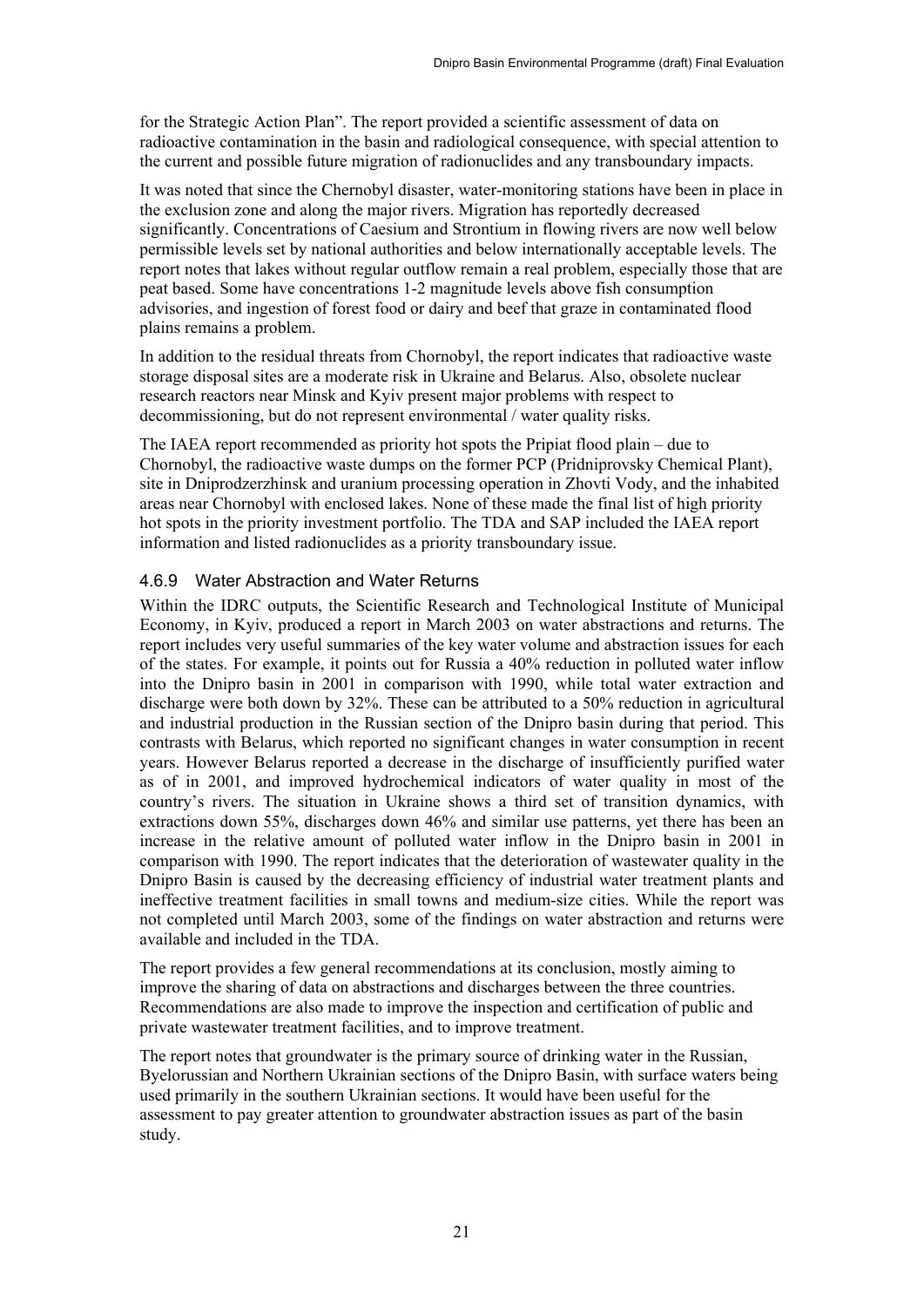for the Strategic Action Plan". The report provided a scientific assessment of data on radioactive contamination in the basin and radiological consequence, with special attention to the current and possible future migration of radionuclides and any transboundary impacts.

It was noted that since the Chernobyl disaster, water-monitoring stations have been in place in the exclusion zone and along the major rivers. Migration has reportedly decreased significantly. Concentrations of Caesium and Strontium in flowing rivers are now well below permissible levels set by national authorities and below internationally acceptable levels. The report notes that lakes without regular outflow remain a real problem, especially those that are peat based. Some have concentrations 1-2 magnitude levels above fish consumption advisories, and ingestion of forest food or dairy and beef that graze in contaminated flood plains remains a problem.

In addition to the residual threats from Chornobyl, the report indicates that radioactive waste storage disposal sites are a moderate risk in Ukraine and Belarus. Also, obsolete nuclear research reactors near Minsk and Kyiv present major problems with respect to decommissioning, but do not represent environmental / water quality risks.

The IAEA report recommended as priority hot spots the Pripiat flood plain – due to Chornobyl, the radioactive waste dumps on the former PCP (Pridniprovsky Chemical Plant), site in Dniprodzerzhinsk and uranium processing operation in Zhovti Vody, and the inhabited areas near Chornobyl with enclosed lakes. None of these made the final list of high priority hot spots in the priority investment portfolio. The TDA and SAP included the IAEA report information and listed radionuclides as a priority transboundary issue.

### 4.6.9 Water Abstraction and Water Returns

Within the IDRC outputs, the Scientific Research and Technological Institute of Municipal Economy, in Kyiv, produced a report in March 2003 on water abstractions and returns. The report includes very useful summaries of the key water volume and abstraction issues for each of the states. For example, it points out for Russia a 40% reduction in polluted water inflow into the Dnipro basin in 2001 in comparison with 1990, while total water extraction and discharge were both down by 32%. These can be attributed to a 50% reduction in agricultural and industrial production in the Russian section of the Dnipro basin during that period. This contrasts with Belarus, which reported no significant changes in water consumption in recent years. However Belarus reported a decrease in the discharge of insufficiently purified water as of in 2001, and improved hydrochemical indicators of water quality in most of the country's rivers. The situation in Ukraine shows a third set of transition dynamics, with extractions down 55%, discharges down 46% and similar use patterns, yet there has been an increase in the relative amount of polluted water inflow in the Dnipro basin in 2001 in comparison with 1990. The report indicates that the deterioration of wastewater quality in the Dnipro Basin is caused by the decreasing efficiency of industrial water treatment plants and ineffective treatment facilities in small towns and medium-size cities. While the report was not completed until March 2003, some of the findings on water abstraction and returns were available and included in the TDA.

The report provides a few general recommendations at its conclusion, mostly aiming to improve the sharing of data on abstractions and discharges between the three countries. Recommendations are also made to improve the inspection and certification of public and private wastewater treatment facilities, and to improve treatment.

The report notes that groundwater is the primary source of drinking water in the Russian, Byelorussian and Northern Ukrainian sections of the Dnipro Basin, with surface waters being used primarily in the southern Ukrainian sections. It would have been useful for the assessment to pay greater attention to groundwater abstraction issues as part of the basin study.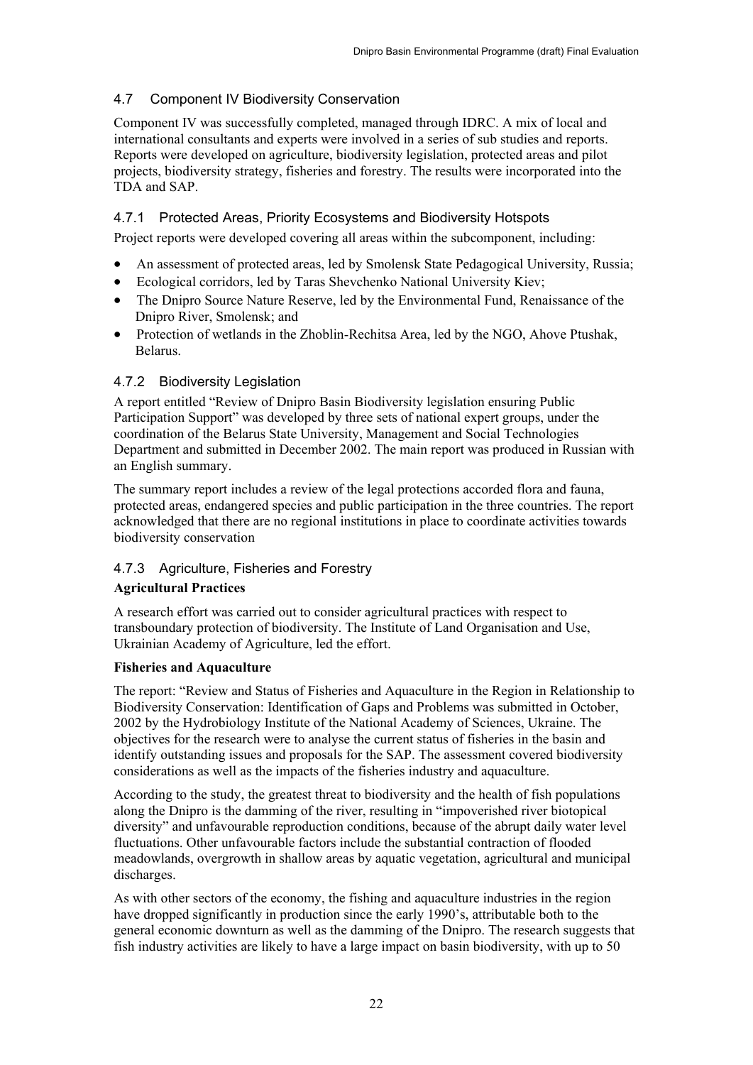## 4.7 Component IV Biodiversity Conservation

Component IV was successfully completed, managed through IDRC. A mix of local and international consultants and experts were involved in a series of sub studies and reports. Reports were developed on agriculture, biodiversity legislation, protected areas and pilot projects, biodiversity strategy, fisheries and forestry. The results were incorporated into the TDA and SAP.

### 4.7.1 Protected Areas, Priority Ecosystems and Biodiversity Hotspots

Project reports were developed covering all areas within the subcomponent, including:

- An assessment of protected areas, led by Smolensk State Pedagogical University, Russia;
- Ecological corridors, led by Taras Shevchenko National University Kiev;
- The Dnipro Source Nature Reserve, led by the Environmental Fund, Renaissance of the Dnipro River, Smolensk; and
- Protection of wetlands in the Zhoblin-Rechitsa Area, led by the NGO, Ahove Ptushak, Belarus.

### 4.7.2 Biodiversity Legislation

A report entitled "Review of Dnipro Basin Biodiversity legislation ensuring Public Participation Support" was developed by three sets of national expert groups, under the coordination of the Belarus State University, Management and Social Technologies Department and submitted in December 2002. The main report was produced in Russian with an English summary.

The summary report includes a review of the legal protections accorded flora and fauna, protected areas, endangered species and public participation in the three countries. The report acknowledged that there are no regional institutions in place to coordinate activities towards biodiversity conservation

### 4.7.3 Agriculture, Fisheries and Forestry

**Agricultural Practices**

A research effort was carried out to consider agricultural practices with respect to transboundary protection of biodiversity. The Institute of Land Organisation and Use, Ukrainian Academy of Agriculture, led the effort.

**Fisheries and Aquaculture**

The report: "Review and Status of Fisheries and Aquaculture in the Region in Relationship to Biodiversity Conservation: Identification of Gaps and Problems was submitted in October, 2002 by the Hydrobiology Institute of the National Academy of Sciences, Ukraine. The objectives for the research were to analyse the current status of fisheries in the basin and identify outstanding issues and proposals for the SAP. The assessment covered biodiversity considerations as well as the impacts of the fisheries industry and aquaculture.

According to the study, the greatest threat to biodiversity and the health of fish populations along the Dnipro is the damming of the river, resulting in "impoverished river biotopical diversity" and unfavourable reproduction conditions, because of the abrupt daily water level fluctuations. Other unfavourable factors include the substantial contraction of flooded meadowlands, overgrowth in shallow areas by aquatic vegetation, agricultural and municipal discharges.

As with other sectors of the economy, the fishing and aquaculture industries in the region have dropped significantly in production since the early 1990's, attributable both to the general economic downturn as well as the damming of the Dnipro. The research suggests that fish industry activities are likely to have a large impact on basin biodiversity, with up to 50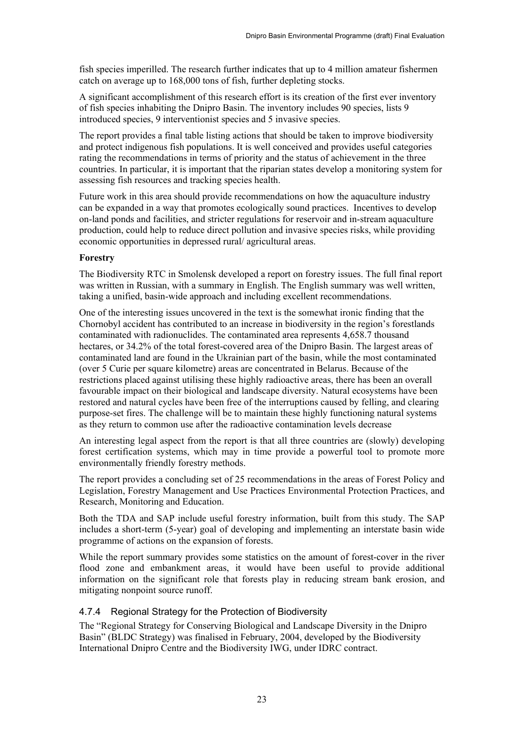fish species imperilled. The research further indicates that up to 4 million amateur fishermen catch on average up to 168,000 tons of fish, further depleting stocks.

A significant accomplishment of this research effort is its creation of the first ever inventory of fish species inhabiting the Dnipro Basin. The inventory includes 90 species, lists 9 introduced species, 9 interventionist species and 5 invasive species.

The report provides a final table listing actions that should be taken to improve biodiversity and protect indigenous fish populations. It is well conceived and provides useful categories rating the recommendations in terms of priority and the status of achievement in the three countries. In particular, it is important that the riparian states develop a monitoring system for assessing fish resources and tracking species health.

Future work in this area should provide recommendations on how the aquaculture industry can be expanded in a way that promotes ecologically sound practices. Incentives to develop on-land ponds and facilities, and stricter regulations for reservoir and in-stream aquaculture production, could help to reduce direct pollution and invasive species risks, while providing economic opportunities in depressed rural/ agricultural areas.

**Forestry**

The Biodiversity RTC in Smolensk developed a report on forestry issues. The full final report was written in Russian, with a summary in English. The English summary was well written, taking a unified, basin-wide approach and including excellent recommendations.

One of the interesting issues uncovered in the text is the somewhat ironic finding that the Chornobyl accident has contributed to an increase in biodiversity in the region's forestlands contaminated with radionuclides. The contaminated area represents 4,658.7 thousand hectares, or 34.2% of the total forest-covered area of the Dnipro Basin. The largest areas of contaminated land are found in the Ukrainian part of the basin, while the most contaminated (over 5 Curie per square kilometre) areas are concentrated in Belarus. Because of the restrictions placed against utilising these highly radioactive areas, there has been an overall favourable impact on their biological and landscape diversity. Natural ecosystems have been restored and natural cycles have been free of the interruptions caused by felling, and clearing purpose-set fires. The challenge will be to maintain these highly functioning natural systems as they return to common use after the radioactive contamination levels decrease

An interesting legal aspect from the report is that all three countries are (slowly) developing forest certification systems, which may in time provide a powerful tool to promote more environmentally friendly forestry methods.

The report provides a concluding set of 25 recommendations in the areas of Forest Policy and Legislation, Forestry Management and Use Practices Environmental Protection Practices, and Research, Monitoring and Education.

Both the TDA and SAP include useful forestry information, built from this study. The SAP includes a short-term (5-year) goal of developing and implementing an interstate basin wide programme of actions on the expansion of forests.

While the report summary provides some statistics on the amount of forest-cover in the river flood zone and embankment areas, it would have been useful to provide additional information on the significant role that forests play in reducing stream bank erosion, and mitigating nonpoint source runoff.

#### 4.7.4 Regional Strategy for the Protection of Biodiversity

The "Regional Strategy for Conserving Biological and Landscape Diversity in the Dnipro Basin" (BLDC Strategy) was finalised in February, 2004, developed by the Biodiversity International Dnipro Centre and the Biodiversity IWG, under IDRC contract.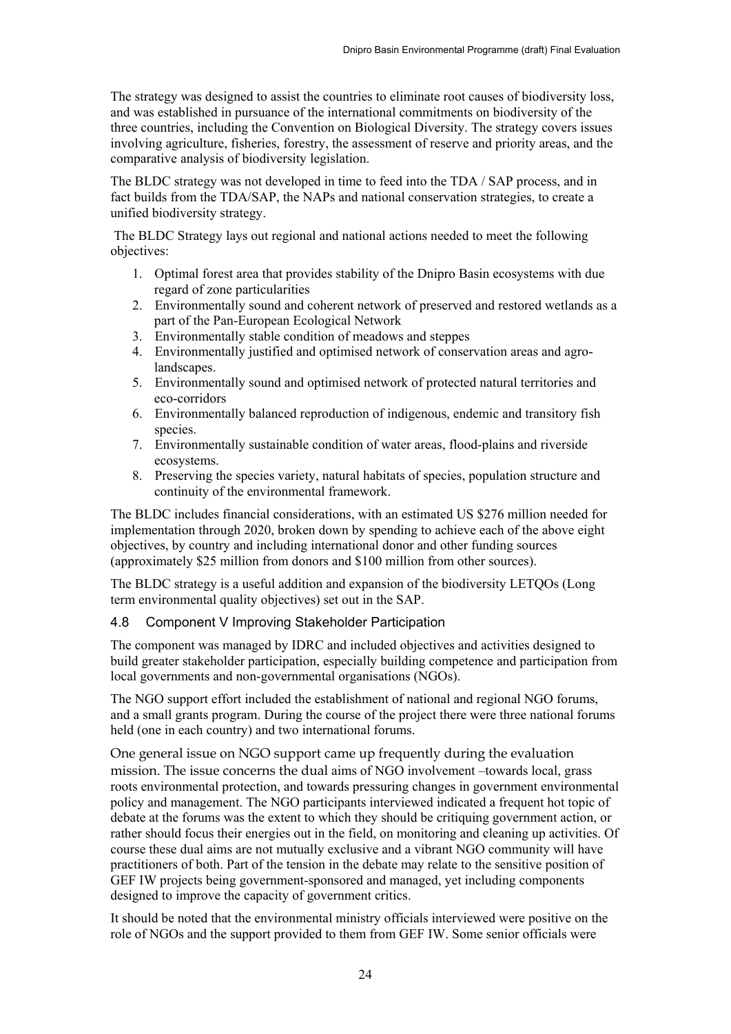The strategy was designed to assist the countries to eliminate root causes of biodiversity loss, and was established in pursuance of the international commitments on biodiversity of the three countries, including the Convention on Biological Diversity. The strategy covers issues involving agriculture, fisheries, forestry, the assessment of reserve and priority areas, and the comparative analysis of biodiversity legislation.

The BLDC strategy was not developed in time to feed into the TDA / SAP process, and in fact builds from the TDA/SAP, the NAPs and national conservation strategies, to create a unified biodiversity strategy.

The BLDC Strategy lays out regional and national actions needed to meet the following objectives:

1. Optimal forest area that provides stability of the Dnipro Basin ecosystems with due regard of zone particularities
2. Environmentally sound and coherent network of preserved and restored wetlands as a part of the Pan-European Ecological Network
3. Environmentally stable condition of meadows and steppes
4. Environmentally justified and optimised network of conservation areas and agro-landscapes.
5. Environmentally sound and optimised network of protected natural territories and eco-corridors
6. Environmentally balanced reproduction of indigenous, endemic and transitory fish species.
7. Environmentally sustainable condition of water areas, flood-plains and riverside ecosystems.
8. Preserving the species variety, natural habitats of species, population structure and continuity of the environmental framework.

The BLDC includes financial considerations, with an estimated US $276 million needed for implementation through 2020, broken down by spending to achieve each of the above eight objectives, by country and including international donor and other funding sources (approximately $25 million from donors and $100 million from other sources).

The BLDC strategy is a useful addition and expansion of the biodiversity LETQOs (Long term environmental quality objectives) set out in the SAP.

### 4.8 Component V Improving Stakeholder Participation

The component was managed by IDRC and included objectives and activities designed to build greater stakeholder participation, especially building competence and participation from local governments and non-governmental organisations (NGOs).

The NGO support effort included the establishment of national and regional NGO forums, and a small grants program. During the course of the project there were three national forums held (one in each country) and two international forums.

One general issue on NGO support came up frequently during the evaluation mission. The issue concerns the dual aims of NGO involvement –towards local, grass roots environmental protection, and towards pressuring changes in government environmental policy and management. The NGO participants interviewed indicated a frequent hot topic of debate at the forums was the extent to which they should be critiquing government action, or rather should focus their energies out in the field, on monitoring and cleaning up activities. Of course these dual aims are not mutually exclusive and a vibrant NGO community will have practitioners of both. Part of the tension in the debate may relate to the sensitive position of GEF IW projects being government-sponsored and managed, yet including components designed to improve the capacity of government critics.

It should be noted that the environmental ministry officials interviewed were positive on the role of NGOs and the support provided to them from GEF IW. Some senior officials were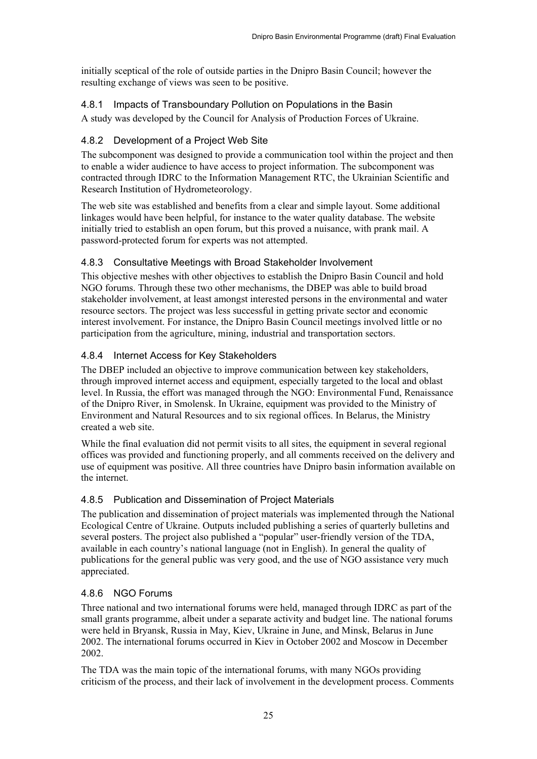initially sceptical of the role of outside parties in the Dnipro Basin Council; however the resulting exchange of views was seen to be positive.

### 4.8.1 Impacts of Transboundary Pollution on Populations in the Basin

A study was developed by the Council for Analysis of Production Forces of Ukraine.

### 4.8.2 Development of a Project Web Site

The subcomponent was designed to provide a communication tool within the project and then to enable a wider audience to have access to project information. The subcomponent was contracted through IDRC to the Information Management RTC, the Ukrainian Scientific and Research Institution of Hydrometeorology.

The web site was established and benefits from a clear and simple layout. Some additional linkages would have been helpful, for instance to the water quality database. The website initially tried to establish an open forum, but this proved a nuisance, with prank mail. A password-protected forum for experts was not attempted.

### 4.8.3 Consultative Meetings with Broad Stakeholder Involvement

This objective meshes with other objectives to establish the Dnipro Basin Council and hold NGO forums. Through these two other mechanisms, the DBEP was able to build broad stakeholder involvement, at least amongst interested persons in the environmental and water resource sectors. The project was less successful in getting private sector and economic interest involvement. For instance, the Dnipro Basin Council meetings involved little or no participation from the agriculture, mining, industrial and transportation sectors.

### 4.8.4 Internet Access for Key Stakeholders

The DBEP included an objective to improve communication between key stakeholders, through improved internet access and equipment, especially targeted to the local and oblast level. In Russia, the effort was managed through the NGO: Environmental Fund, Renaissance of the Dnipro River, in Smolensk. In Ukraine, equipment was provided to the Ministry of Environment and Natural Resources and to six regional offices. In Belarus, the Ministry created a web site.

While the final evaluation did not permit visits to all sites, the equipment in several regional offices was provided and functioning properly, and all comments received on the delivery and use of equipment was positive. All three countries have Dnipro basin information available on the internet.

### 4.8.5 Publication and Dissemination of Project Materials

The publication and dissemination of project materials was implemented through the National Ecological Centre of Ukraine. Outputs included publishing a series of quarterly bulletins and several posters. The project also published a "popular" user-friendly version of the TDA, available in each country's national language (not in English). In general the quality of publications for the general public was very good, and the use of NGO assistance very much appreciated.

### 4.8.6 NGO Forums

Three national and two international forums were held, managed through IDRC as part of the small grants programme, albeit under a separate activity and budget line. The national forums were held in Bryansk, Russia in May, Kiev, Ukraine in June, and Minsk, Belarus in June 2002. The international forums occurred in Kiev in October 2002 and Moscow in December 2002.

The TDA was the main topic of the international forums, with many NGOs providing criticism of the process, and their lack of involvement in the development process. Comments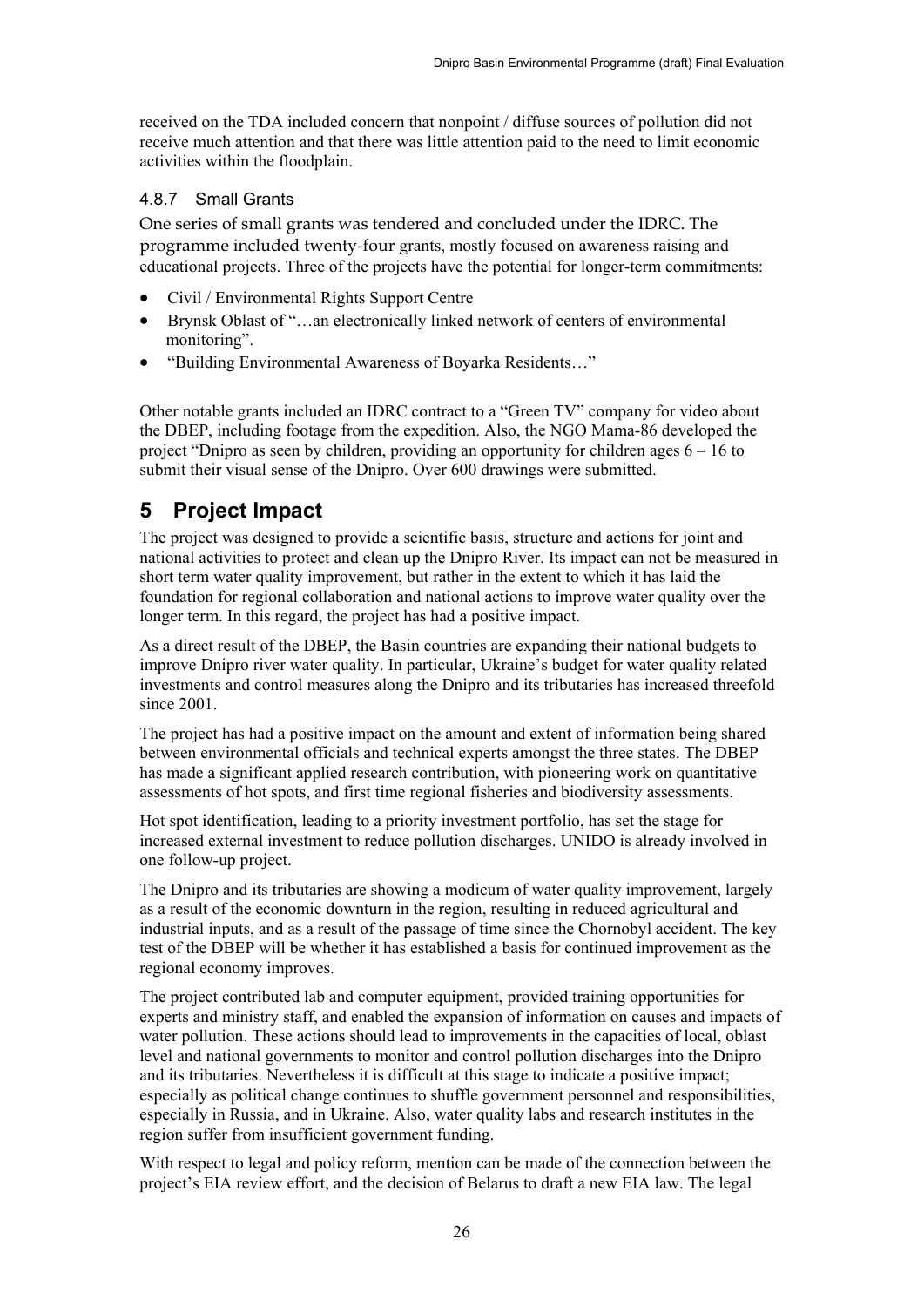received on the TDA included concern that nonpoint / diffuse sources of pollution did not receive much attention and that there was little attention paid to the need to limit economic activities within the floodplain.

### 4.8.7 Small Grants

One series of small grants was tendered and concluded under the IDRC. The programme included twenty-four grants, mostly focused on awareness raising and educational projects. Three of the projects have the potential for longer-term commitments:

- Civil / Environmental Rights Support Centre
- Brynsk Oblast of "…an electronically linked network of centers of environmental monitoring".
- "Building Environmental Awareness of Boyarka Residents…"

Other notable grants included an IDRC contract to a "Green TV" company for video about the DBEP, including footage from the expedition. Also, the NGO Mama-86 developed the project "Dnipro as seen by children, providing an opportunity for children ages 6 – 16 to submit their visual sense of the Dnipro. Over 600 drawings were submitted.

# 5 Project Impact

The project was designed to provide a scientific basis, structure and actions for joint and national activities to protect and clean up the Dnipro River. Its impact can not be measured in short term water quality improvement, but rather in the extent to which it has laid the foundation for regional collaboration and national actions to improve water quality over the longer term. In this regard, the project has had a positive impact.

As a direct result of the DBEP, the Basin countries are expanding their national budgets to improve Dnipro river water quality. In particular, Ukraine's budget for water quality related investments and control measures along the Dnipro and its tributaries has increased threefold since 2001.

The project has had a positive impact on the amount and extent of information being shared between environmental officials and technical experts amongst the three states. The DBEP has made a significant applied research contribution, with pioneering work on quantitative assessments of hot spots, and first time regional fisheries and biodiversity assessments.

Hot spot identification, leading to a priority investment portfolio, has set the stage for increased external investment to reduce pollution discharges. UNIDO is already involved in one follow-up project.

The Dnipro and its tributaries are showing a modicum of water quality improvement, largely as a result of the economic downturn in the region, resulting in reduced agricultural and industrial inputs, and as a result of the passage of time since the Chornobyl accident. The key test of the DBEP will be whether it has established a basis for continued improvement as the regional economy improves.

The project contributed lab and computer equipment, provided training opportunities for experts and ministry staff, and enabled the expansion of information on causes and impacts of water pollution. These actions should lead to improvements in the capacities of local, oblast level and national governments to monitor and control pollution discharges into the Dnipro and its tributaries. Nevertheless it is difficult at this stage to indicate a positive impact; especially as political change continues to shuffle government personnel and responsibilities, especially in Russia, and in Ukraine. Also, water quality labs and research institutes in the region suffer from insufficient government funding.

With respect to legal and policy reform, mention can be made of the connection between the project's EIA review effort, and the decision of Belarus to draft a new EIA law. The legal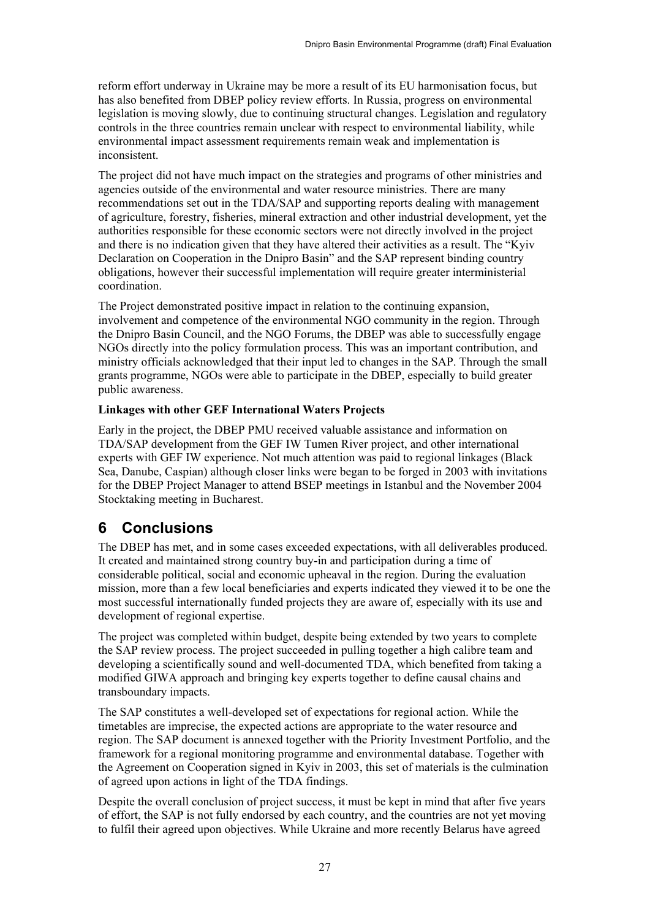reform effort underway in Ukraine may be more a result of its EU harmonisation focus, but has also benefited from DBEP policy review efforts. In Russia, progress on environmental legislation is moving slowly, due to continuing structural changes. Legislation and regulatory controls in the three countries remain unclear with respect to environmental liability, while environmental impact assessment requirements remain weak and implementation is inconsistent.

The project did not have much impact on the strategies and programs of other ministries and agencies outside of the environmental and water resource ministries. There are many recommendations set out in the TDA/SAP and supporting reports dealing with management of agriculture, forestry, fisheries, mineral extraction and other industrial development, yet the authorities responsible for these economic sectors were not directly involved in the project and there is no indication given that they have altered their activities as a result. The "Kyiv Declaration on Cooperation in the Dnipro Basin" and the SAP represent binding country obligations, however their successful implementation will require greater interministerial coordination.

The Project demonstrated positive impact in relation to the continuing expansion, involvement and competence of the environmental NGO community in the region. Through the Dnipro Basin Council, and the NGO Forums, the DBEP was able to successfully engage NGOs directly into the policy formulation process. This was an important contribution, and ministry officials acknowledged that their input led to changes in the SAP. Through the small grants programme, NGOs were able to participate in the DBEP, especially to build greater public awareness.

**Linkages with other GEF International Waters Projects**

Early in the project, the DBEP PMU received valuable assistance and information on TDA/SAP development from the GEF IW Tumen River project, and other international experts with GEF IW experience. Not much attention was paid to regional linkages (Black Sea, Danube, Caspian) although closer links were began to be forged in 2003 with invitations for the DBEP Project Manager to attend BSEP meetings in Istanbul and the November 2004 Stocktaking meeting in Bucharest.

# 6 Conclusions

The DBEP has met, and in some cases exceeded expectations, with all deliverables produced. It created and maintained strong country buy-in and participation during a time of considerable political, social and economic upheaval in the region. During the evaluation mission, more than a few local beneficiaries and experts indicated they viewed it to be one the most successful internationally funded projects they are aware of, especially with its use and development of regional expertise.

The project was completed within budget, despite being extended by two years to complete the SAP review process. The project succeeded in pulling together a high calibre team and developing a scientifically sound and well-documented TDA, which benefited from taking a modified GIWA approach and bringing key experts together to define causal chains and transboundary impacts.

The SAP constitutes a well-developed set of expectations for regional action. While the timetables are imprecise, the expected actions are appropriate to the water resource and region. The SAP document is annexed together with the Priority Investment Portfolio, and the framework for a regional monitoring programme and environmental database. Together with the Agreement on Cooperation signed in Kyiv in 2003, this set of materials is the culmination of agreed upon actions in light of the TDA findings.

Despite the overall conclusion of project success, it must be kept in mind that after five years of effort, the SAP is not fully endorsed by each country, and the countries are not yet moving to fulfil their agreed upon objectives. While Ukraine and more recently Belarus have agreed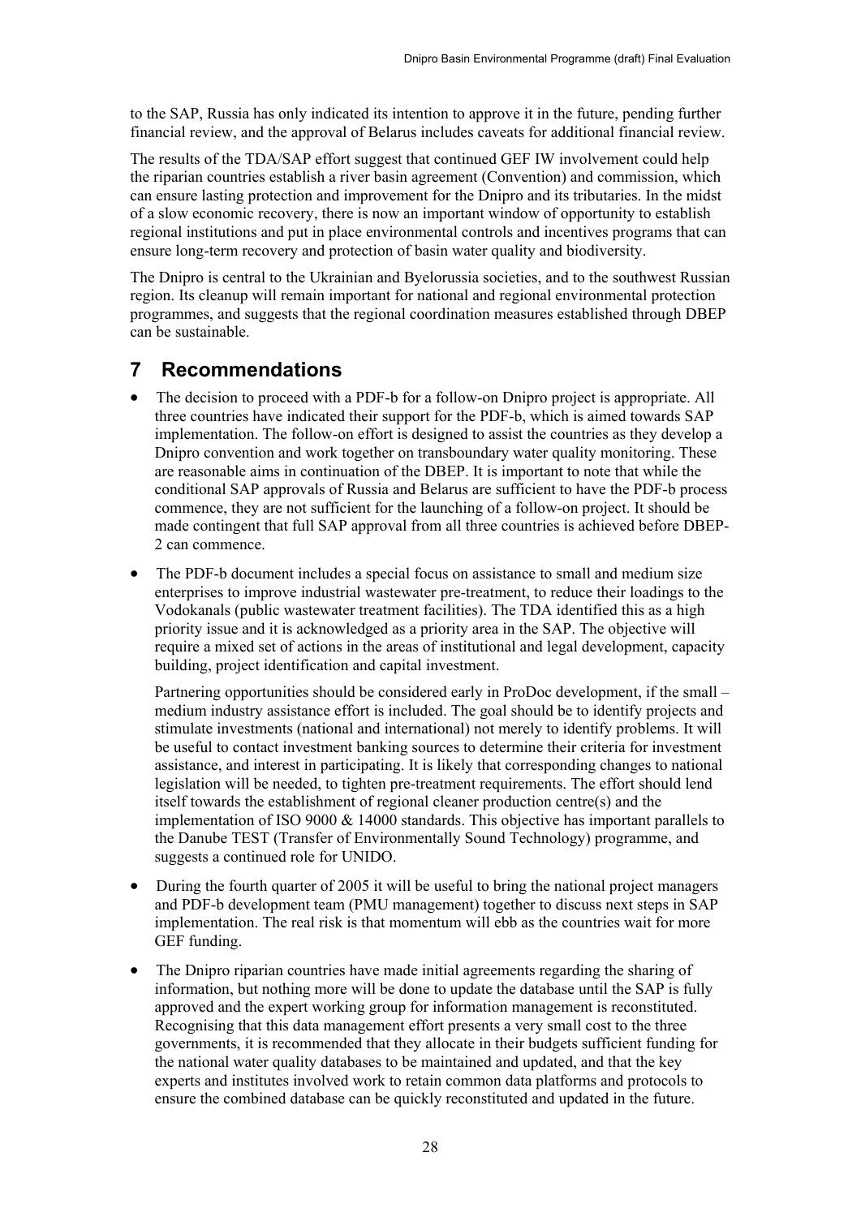to the SAP, Russia has only indicated its intention to approve it in the future, pending further financial review, and the approval of Belarus includes caveats for additional financial review.

The results of the TDA/SAP effort suggest that continued GEF IW involvement could help the riparian countries establish a river basin agreement (Convention) and commission, which can ensure lasting protection and improvement for the Dnipro and its tributaries. In the midst of a slow economic recovery, there is now an important window of opportunity to establish regional institutions and put in place environmental controls and incentives programs that can ensure long-term recovery and protection of basin water quality and biodiversity.

The Dnipro is central to the Ukrainian and Byelorussia societies, and to the southwest Russian region. Its cleanup will remain important for national and regional environmental protection programmes, and suggests that the regional coordination measures established through DBEP can be sustainable.

# 7 Recommendations

- The decision to proceed with a PDF-b for a follow-on Dnipro project is appropriate. All three countries have indicated their support for the PDF-b, which is aimed towards SAP implementation. The follow-on effort is designed to assist the countries as they develop a Dnipro convention and work together on transboundary water quality monitoring. These are reasonable aims in continuation of the DBEP. It is important to note that while the conditional SAP approvals of Russia and Belarus are sufficient to have the PDF-b process commence, they are not sufficient for the launching of a follow-on project. It should be made contingent that full SAP approval from all three countries is achieved before DBEP-2 can commence.

- The PDF-b document includes a special focus on assistance to small and medium size enterprises to improve industrial wastewater pre-treatment, to reduce their loadings to the Vodokanals (public wastewater treatment facilities). The TDA identified this as a high priority issue and it is acknowledged as a priority area in the SAP. The objective will require a mixed set of actions in the areas of institutional and legal development, capacity building, project identification and capital investment.

  Partnering opportunities should be considered early in ProDoc development, if the small – medium industry assistance effort is included. The goal should be to identify projects and stimulate investments (national and international) not merely to identify problems. It will be useful to contact investment banking sources to determine their criteria for investment assistance, and interest in participating. It is likely that corresponding changes to national legislation will be needed, to tighten pre-treatment requirements. The effort should lend itself towards the establishment of regional cleaner production centre(s) and the implementation of ISO 9000 & 14000 standards. This objective has important parallels to the Danube TEST (Transfer of Environmentally Sound Technology) programme, and suggests a continued role for UNIDO.

- During the fourth quarter of 2005 it will be useful to bring the national project managers and PDF-b development team (PMU management) together to discuss next steps in SAP implementation. The real risk is that momentum will ebb as the countries wait for more GEF funding.

- The Dnipro riparian countries have made initial agreements regarding the sharing of information, but nothing more will be done to update the database until the SAP is fully approved and the expert working group for information management is reconstituted. Recognising that this data management effort presents a very small cost to the three governments, it is recommended that they allocate in their budgets sufficient funding for the national water quality databases to be maintained and updated, and that the key experts and institutes involved work to retain common data platforms and protocols to ensure the combined database can be quickly reconstituted and updated in the future.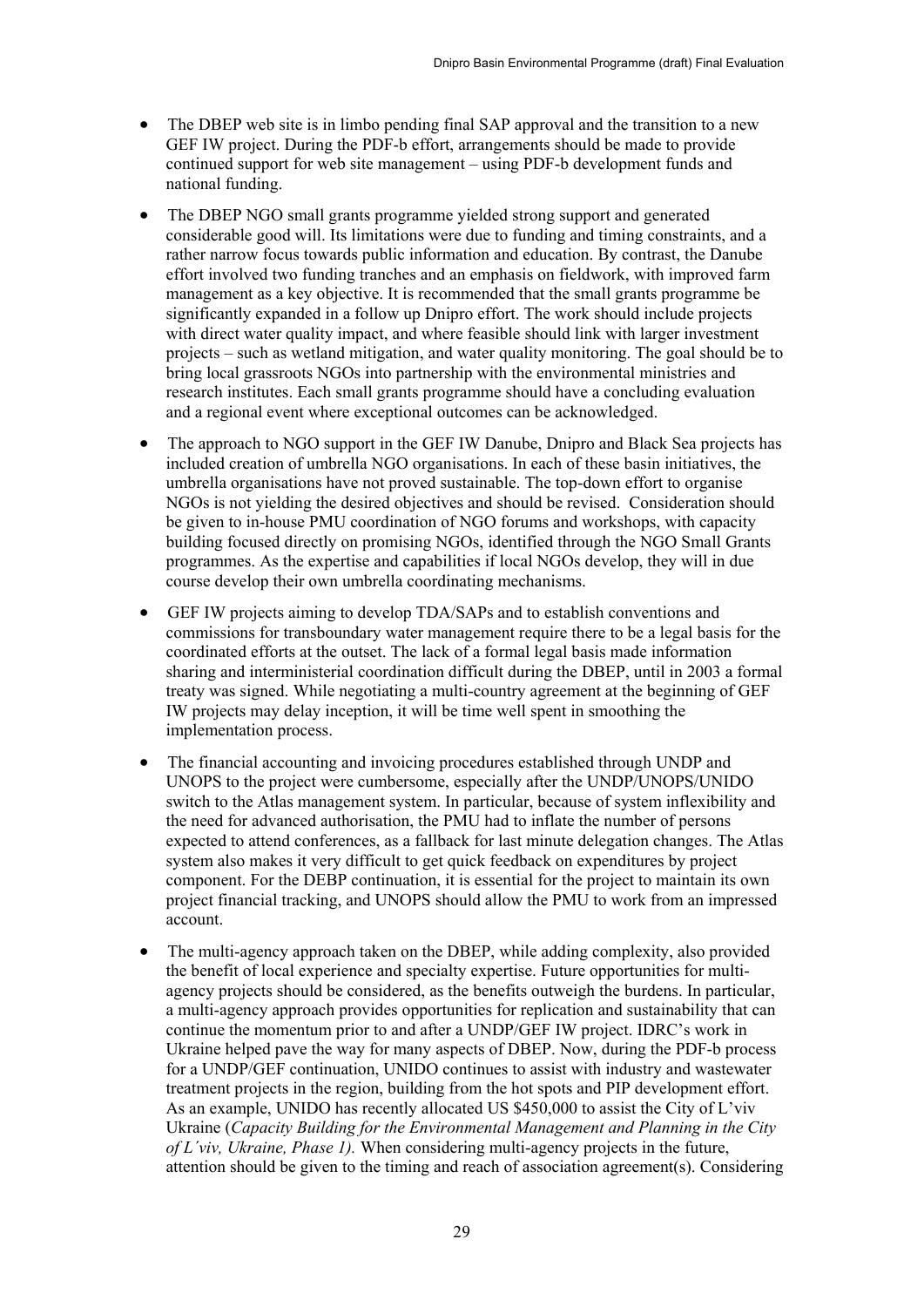- The DBEP web site is in limbo pending final SAP approval and the transition to a new GEF IW project. During the PDF-b effort, arrangements should be made to provide continued support for web site management – using PDF-b development funds and national funding.
- The DBEP NGO small grants programme yielded strong support and generated considerable good will. Its limitations were due to funding and timing constraints, and a rather narrow focus towards public information and education. By contrast, the Danube effort involved two funding tranches and an emphasis on fieldwork, with improved farm management as a key objective. It is recommended that the small grants programme be significantly expanded in a follow up Dnipro effort. The work should include projects with direct water quality impact, and where feasible should link with larger investment projects – such as wetland mitigation, and water quality monitoring. The goal should be to bring local grassroots NGOs into partnership with the environmental ministries and research institutes. Each small grants programme should have a concluding evaluation and a regional event where exceptional outcomes can be acknowledged.
- The approach to NGO support in the GEF IW Danube, Dnipro and Black Sea projects has included creation of umbrella NGO organisations. In each of these basin initiatives, the umbrella organisations have not proved sustainable. The top-down effort to organise NGOs is not yielding the desired objectives and should be revised. Consideration should be given to in-house PMU coordination of NGO forums and workshops, with capacity building focused directly on promising NGOs, identified through the NGO Small Grants programmes. As the expertise and capabilities if local NGOs develop, they will in due course develop their own umbrella coordinating mechanisms.
- GEF IW projects aiming to develop TDA/SAPs and to establish conventions and commissions for transboundary water management require there to be a legal basis for the coordinated efforts at the outset. The lack of a formal legal basis made information sharing and interministerial coordination difficult during the DBEP, until in 2003 a formal treaty was signed. While negotiating a multi-country agreement at the beginning of GEF IW projects may delay inception, it will be time well spent in smoothing the implementation process.
- The financial accounting and invoicing procedures established through UNDP and UNOPS to the project were cumbersome, especially after the UNDP/UNOPS/UNIDO switch to the Atlas management system. In particular, because of system inflexibility and the need for advanced authorisation, the PMU had to inflate the number of persons expected to attend conferences, as a fallback for last minute delegation changes. The Atlas system also makes it very difficult to get quick feedback on expenditures by project component. For the DEBP continuation, it is essential for the project to maintain its own project financial tracking, and UNOPS should allow the PMU to work from an impressed account.
- The multi-agency approach taken on the DBEP, while adding complexity, also provided the benefit of local experience and specialty expertise. Future opportunities for multi-agency projects should be considered, as the benefits outweigh the burdens. In particular, a multi-agency approach provides opportunities for replication and sustainability that can continue the momentum prior to and after a UNDP/GEF IW project. IDRC's work in Ukraine helped pave the way for many aspects of DBEP. Now, during the PDF-b process for a UNDP/GEF continuation, UNIDO continues to assist with industry and wastewater treatment projects in the region, building from the hot spots and PIP development effort. As an example, UNIDO has recently allocated US $450,000 to assist the City of L'viv Ukraine (*Capacity Building for the Environmental Management and Planning in the City of L´viv, Ukraine, Phase 1).* When considering multi-agency projects in the future, attention should be given to the timing and reach of association agreement(s). Considering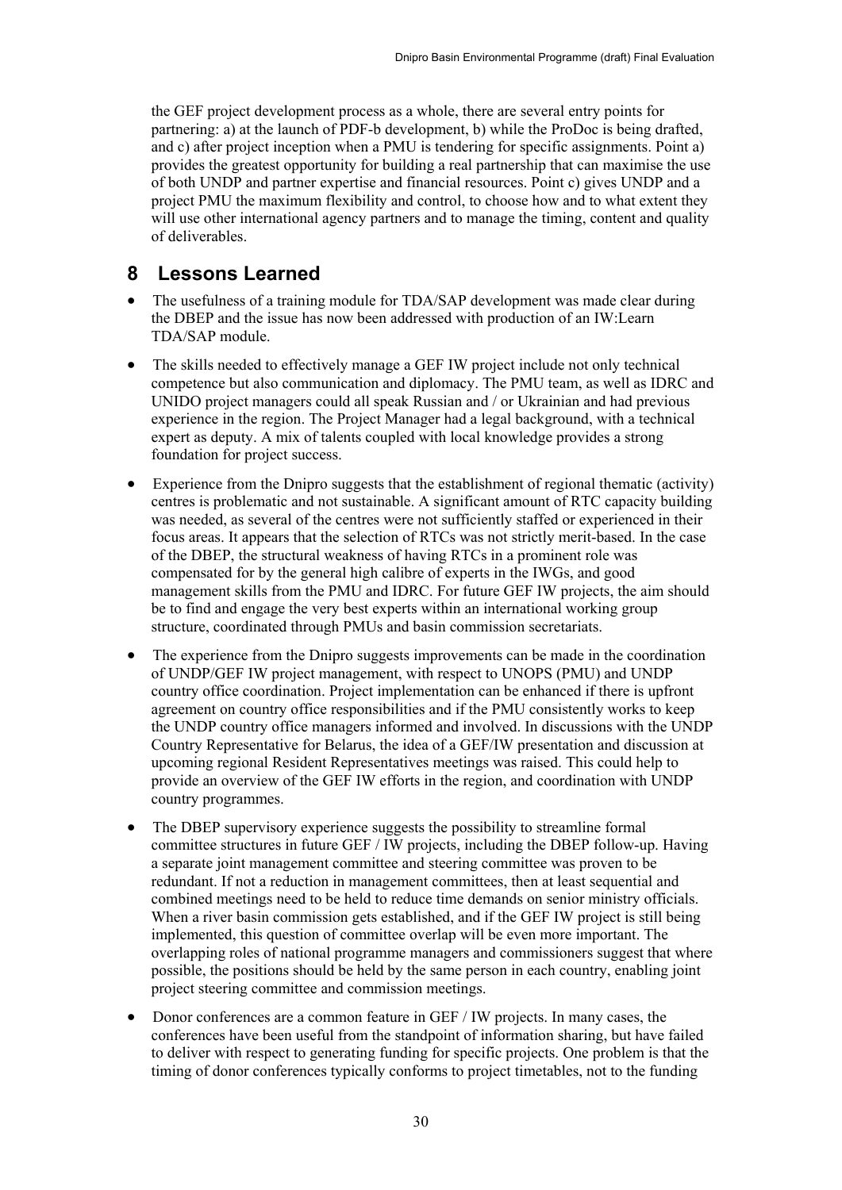the GEF project development process as a whole, there are several entry points for partnering: a) at the launch of PDF-b development, b) while the ProDoc is being drafted, and c) after project inception when a PMU is tendering for specific assignments. Point a) provides the greatest opportunity for building a real partnership that can maximise the use of both UNDP and partner expertise and financial resources. Point c) gives UNDP and a project PMU the maximum flexibility and control, to choose how and to what extent they will use other international agency partners and to manage the timing, content and quality of deliverables.

# 8 Lessons Learned

- The usefulness of a training module for TDA/SAP development was made clear during the DBEP and the issue has now been addressed with production of an IW:Learn TDA/SAP module.
- The skills needed to effectively manage a GEF IW project include not only technical competence but also communication and diplomacy. The PMU team, as well as IDRC and UNIDO project managers could all speak Russian and / or Ukrainian and had previous experience in the region. The Project Manager had a legal background, with a technical expert as deputy. A mix of talents coupled with local knowledge provides a strong foundation for project success.
- Experience from the Dnipro suggests that the establishment of regional thematic (activity) centres is problematic and not sustainable. A significant amount of RTC capacity building was needed, as several of the centres were not sufficiently staffed or experienced in their focus areas. It appears that the selection of RTCs was not strictly merit-based. In the case of the DBEP, the structural weakness of having RTCs in a prominent role was compensated for by the general high calibre of experts in the IWGs, and good management skills from the PMU and IDRC. For future GEF IW projects, the aim should be to find and engage the very best experts within an international working group structure, coordinated through PMUs and basin commission secretariats.
- The experience from the Dnipro suggests improvements can be made in the coordination of UNDP/GEF IW project management, with respect to UNOPS (PMU) and UNDP country office coordination. Project implementation can be enhanced if there is upfront agreement on country office responsibilities and if the PMU consistently works to keep the UNDP country office managers informed and involved. In discussions with the UNDP Country Representative for Belarus, the idea of a GEF/IW presentation and discussion at upcoming regional Resident Representatives meetings was raised. This could help to provide an overview of the GEF IW efforts in the region, and coordination with UNDP country programmes.
- The DBEP supervisory experience suggests the possibility to streamline formal committee structures in future GEF / IW projects, including the DBEP follow-up. Having a separate joint management committee and steering committee was proven to be redundant. If not a reduction in management committees, then at least sequential and combined meetings need to be held to reduce time demands on senior ministry officials. When a river basin commission gets established, and if the GEF IW project is still being implemented, this question of committee overlap will be even more important. The overlapping roles of national programme managers and commissioners suggest that where possible, the positions should be held by the same person in each country, enabling joint project steering committee and commission meetings.
- Donor conferences are a common feature in GEF / IW projects. In many cases, the conferences have been useful from the standpoint of information sharing, but have failed to deliver with respect to generating funding for specific projects. One problem is that the timing of donor conferences typically conforms to project timetables, not to the funding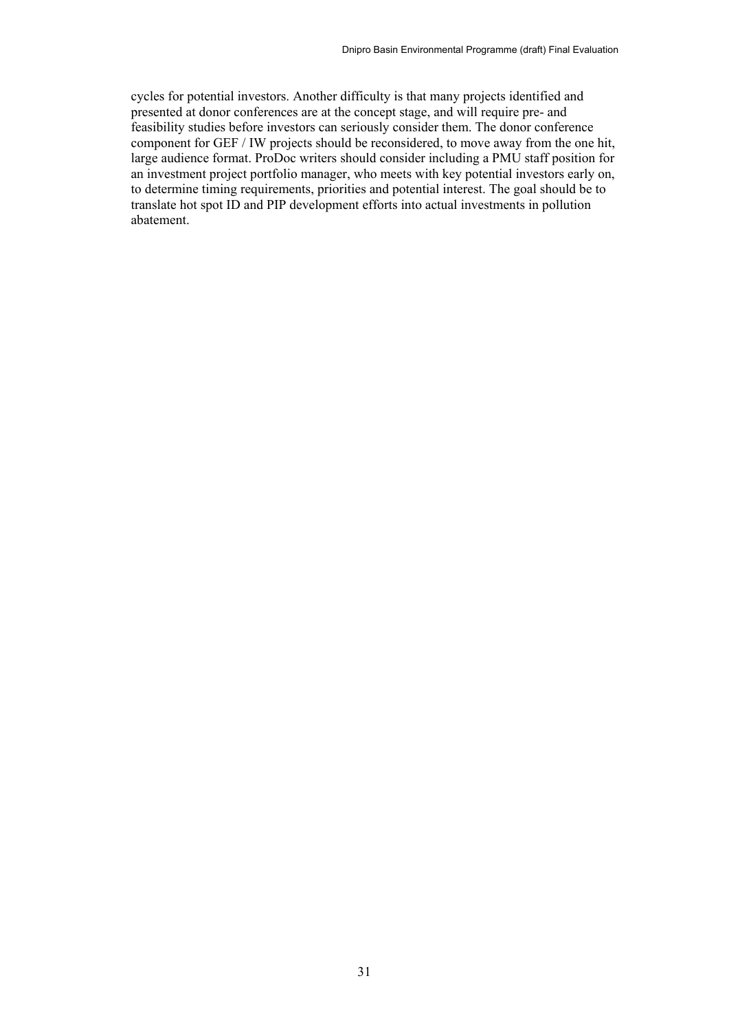cycles for potential investors. Another difficulty is that many projects identified and presented at donor conferences are at the concept stage, and will require pre- and feasibility studies before investors can seriously consider them. The donor conference component for GEF / IW projects should be reconsidered, to move away from the one hit, large audience format. ProDoc writers should consider including a PMU staff position for an investment project portfolio manager, who meets with key potential investors early on, to determine timing requirements, priorities and potential interest. The goal should be to translate hot spot ID and PIP development efforts into actual investments in pollution abatement.